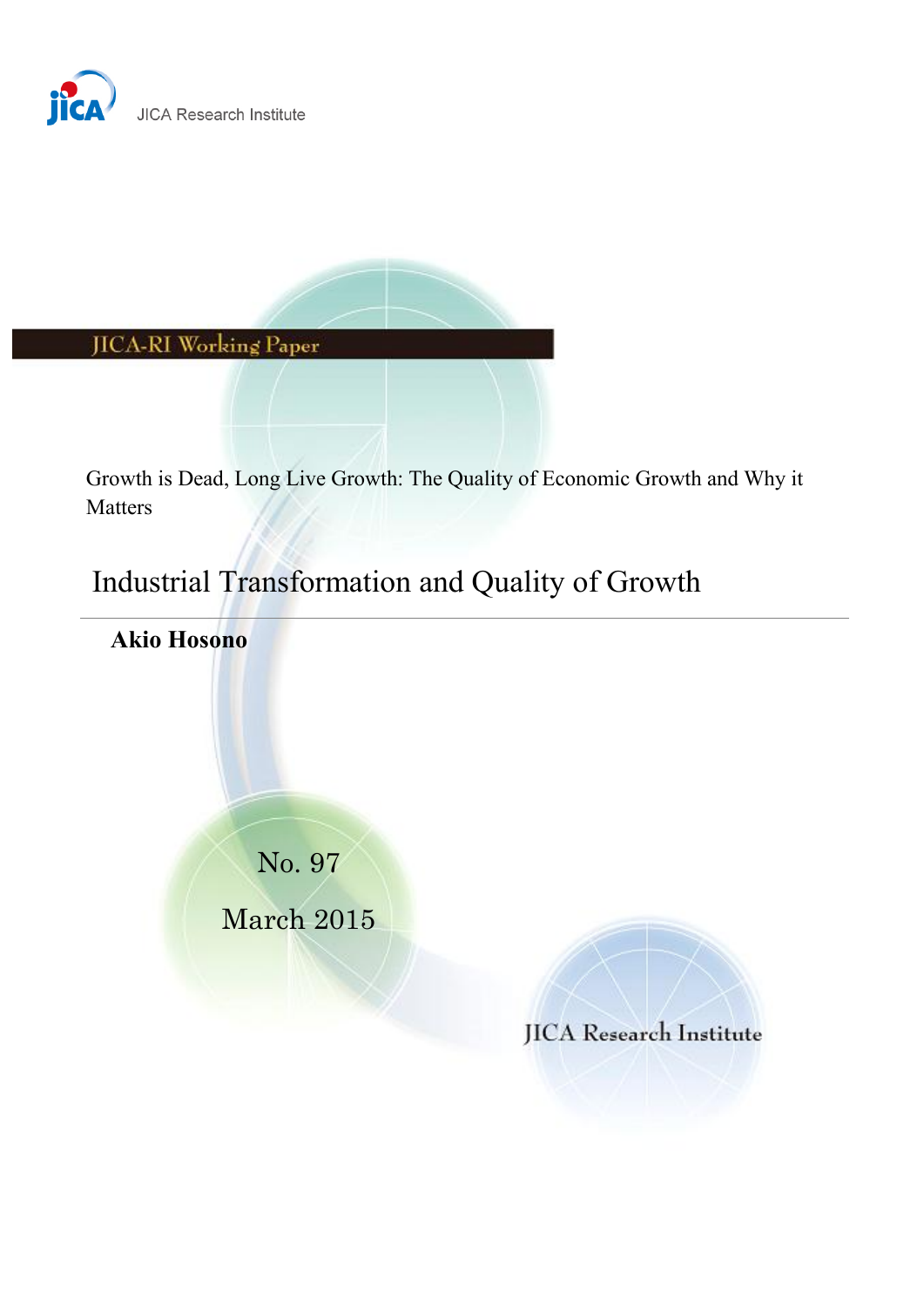JICA Research Institute

JICA-RI Working Paper

Growth is Dead, Long Live Growth: The Quality of Economic Growth and Why it Matters

# Industrial Transformation and Quality of Growth

**Akio Hosono**

No. 97

March 2015

JICA Research Institute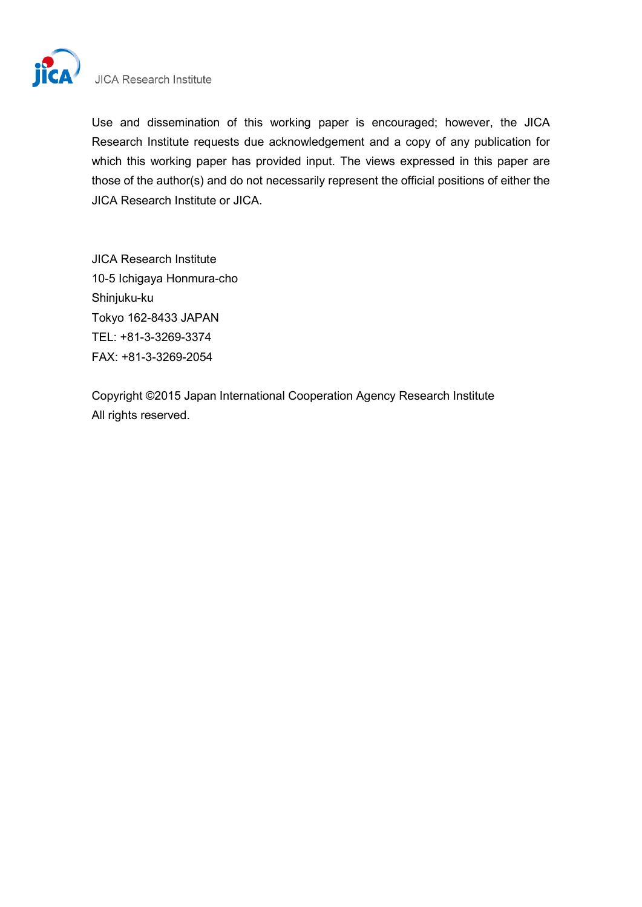JICA Research Institute

Use and dissemination of this working paper is encouraged; however, the JICA Research Institute requests due acknowledgement and a copy of any publication for which this working paper has provided input. The views expressed in this paper are those of the author(s) and do not necessarily represent the official positions of either the JICA Research Institute or JICA.

JICA Research Institute  
10-5 Ichigaya Honmura-cho  
Shinjuku-ku  
Tokyo 162-8433 JAPAN  
TEL: +81-3-3269-3374  
FAX: +81-3-3269-2054

Copyright ©2015 Japan International Cooperation Agency Research Institute  
All rights reserved.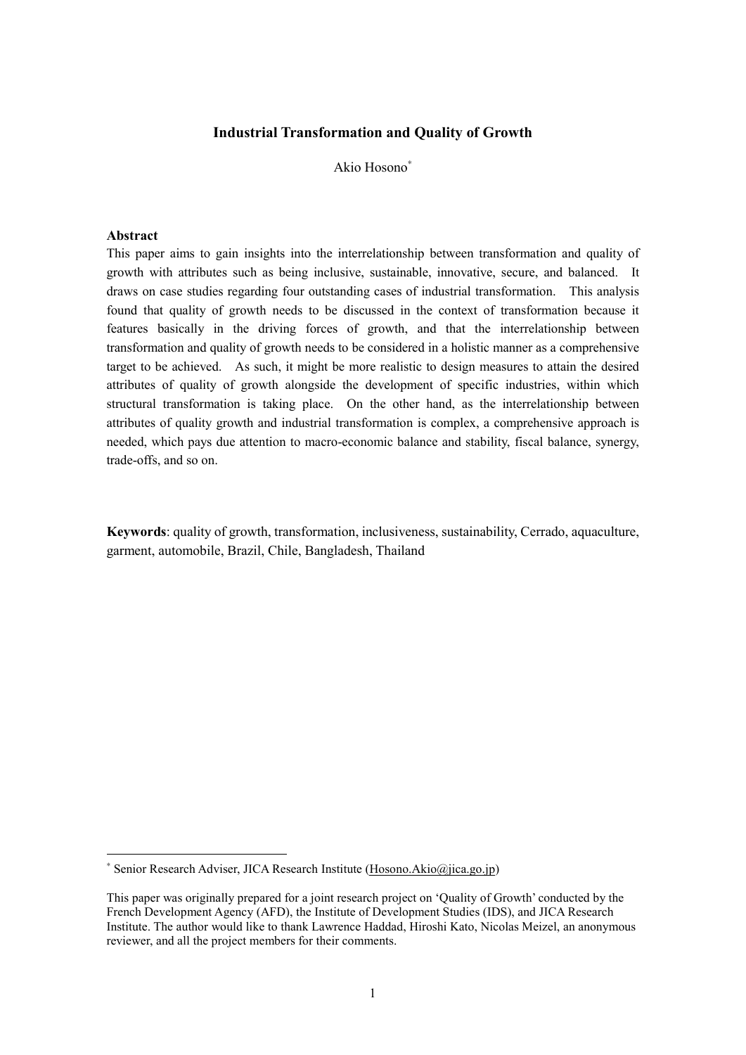# Industrial Transformation and Quality of Growth

Akio Hosono[*]

**Abstract**

This paper aims to gain insights into the interrelationship between transformation and quality of growth with attributes such as being inclusive, sustainable, innovative, secure, and balanced. It draws on case studies regarding four outstanding cases of industrial transformation. This analysis found that quality of growth needs to be discussed in the context of transformation because it features basically in the driving forces of growth, and that the interrelationship between transformation and quality of growth needs to be considered in a holistic manner as a comprehensive target to be achieved. As such, it might be more realistic to design measures to attain the desired attributes of quality of growth alongside the development of specific industries, within which structural transformation is taking place. On the other hand, as the interrelationship between attributes of quality growth and industrial transformation is complex, a comprehensive approach is needed, which pays due attention to macro-economic balance and stability, fiscal balance, synergy, trade-offs, and so on.

**Keywords**: quality of growth, transformation, inclusiveness, sustainability, Cerrado, aquaculture, garment, automobile, Brazil, Chile, Bangladesh, Thailand

---

[*] Senior Research Adviser, JICA Research Institute (Hosono.Akio@jica.go.jp)

This paper was originally prepared for a joint research project on 'Quality of Growth' conducted by the French Development Agency (AFD), the Institute of Development Studies (IDS), and JICA Research Institute. The author would like to thank Lawrence Haddad, Hiroshi Kato, Nicolas Meizel, an anonymous reviewer, and all the project members for their comments.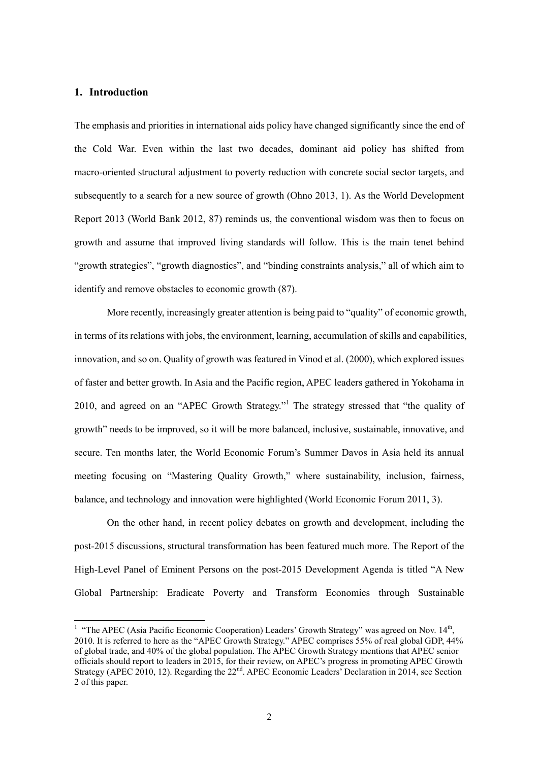## 1. Introduction

The emphasis and priorities in international aids policy have changed significantly since the end of the Cold War. Even within the last two decades, dominant aid policy has shifted from macro-oriented structural adjustment to poverty reduction with concrete social sector targets, and subsequently to a search for a new source of growth (Ohno 2013, 1). As the World Development Report 2013 (World Bank 2012, 87) reminds us, the conventional wisdom was then to focus on growth and assume that improved living standards will follow. This is the main tenet behind "growth strategies", "growth diagnostics", and "binding constraints analysis," all of which aim to identify and remove obstacles to economic growth (87).

More recently, increasingly greater attention is being paid to "quality" of economic growth, in terms of its relations with jobs, the environment, learning, accumulation of skills and capabilities, innovation, and so on. Quality of growth was featured in Vinod et al. (2000), which explored issues of faster and better growth. In Asia and the Pacific region, APEC leaders gathered in Yokohama in 2010, and agreed on an "APEC Growth Strategy."[1] The strategy stressed that "the quality of growth" needs to be improved, so it will be more balanced, inclusive, sustainable, innovative, and secure. Ten months later, the World Economic Forum's Summer Davos in Asia held its annual meeting focusing on "Mastering Quality Growth," where sustainability, inclusion, fairness, balance, and technology and innovation were highlighted (World Economic Forum 2011, 3).

On the other hand, in recent policy debates on growth and development, including the post-2015 discussions, structural transformation has been featured much more. The Report of the High-Level Panel of Eminent Persons on the post-2015 Development Agenda is titled "A New Global Partnership: Eradicate Poverty and Transform Economies through Sustainable

---

[1] "The APEC (Asia Pacific Economic Cooperation) Leaders' Growth Strategy" was agreed on Nov. 14th, 2010. It is referred to here as the "APEC Growth Strategy." APEC comprises 55% of real global GDP, 44% of global trade, and 40% of the global population. The APEC Growth Strategy mentions that APEC senior officials should report to leaders in 2015, for their review, on APEC's progress in promoting APEC Growth Strategy (APEC 2010, 12). Regarding the 22nd. APEC Economic Leaders' Declaration in 2014, see Section 2 of this paper.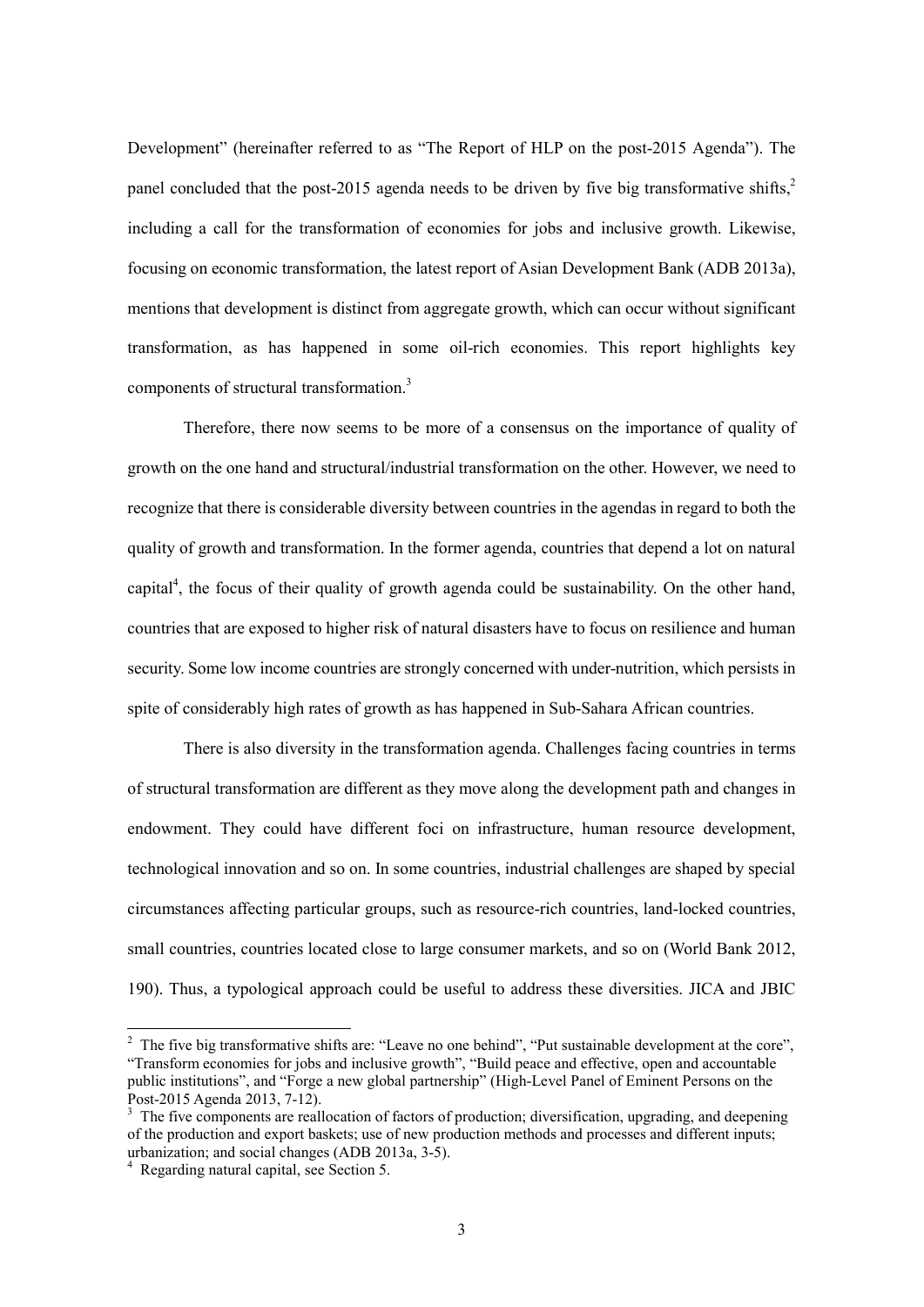Development" (hereinafter referred to as "The Report of HLP on the post-2015 Agenda"). The panel concluded that the post-2015 agenda needs to be driven by five big transformative shifts,[2] including a call for the transformation of economies for jobs and inclusive growth. Likewise, focusing on economic transformation, the latest report of Asian Development Bank (ADB 2013a), mentions that development is distinct from aggregate growth, which can occur without significant transformation, as has happened in some oil-rich economies. This report highlights key components of structural transformation.[3]

Therefore, there now seems to be more of a consensus on the importance of quality of growth on the one hand and structural/industrial transformation on the other. However, we need to recognize that there is considerable diversity between countries in the agendas in regard to both the quality of growth and transformation. In the former agenda, countries that depend a lot on natural capital[4], the focus of their quality of growth agenda could be sustainability. On the other hand, countries that are exposed to higher risk of natural disasters have to focus on resilience and human security. Some low income countries are strongly concerned with under-nutrition, which persists in spite of considerably high rates of growth as has happened in Sub-Sahara African countries.

There is also diversity in the transformation agenda. Challenges facing countries in terms of structural transformation are different as they move along the development path and changes in endowment. They could have different foci on infrastructure, human resource development, technological innovation and so on. In some countries, industrial challenges are shaped by special circumstances affecting particular groups, such as resource-rich countries, land-locked countries, small countries, countries located close to large consumer markets, and so on (World Bank 2012, 190). Thus, a typological approach could be useful to address these diversities. JICA and JBIC

---

[2] The five big transformative shifts are: "Leave no one behind", "Put sustainable development at the core", "Transform economies for jobs and inclusive growth", "Build peace and effective, open and accountable public institutions", and "Forge a new global partnership" (High-Level Panel of Eminent Persons on the Post-2015 Agenda 2013, 7-12).

[3] The five components are reallocation of factors of production; diversification, upgrading, and deepening of the production and export baskets; use of new production methods and processes and different inputs; urbanization; and social changes (ADB 2013a, 3-5).

[4] Regarding natural capital, see Section 5.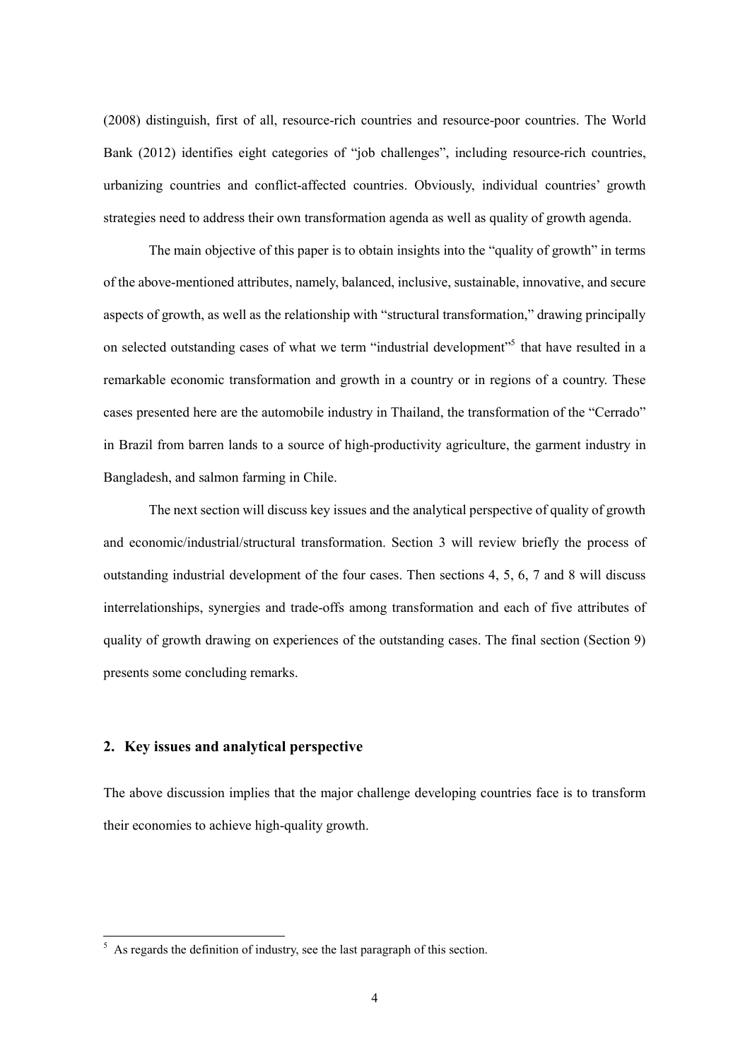(2008) distinguish, first of all, resource-rich countries and resource-poor countries. The World Bank (2012) identifies eight categories of "job challenges", including resource-rich countries, urbanizing countries and conflict-affected countries. Obviously, individual countries' growth strategies need to address their own transformation agenda as well as quality of growth agenda.

The main objective of this paper is to obtain insights into the "quality of growth" in terms of the above-mentioned attributes, namely, balanced, inclusive, sustainable, innovative, and secure aspects of growth, as well as the relationship with "structural transformation," drawing principally on selected outstanding cases of what we term "industrial development"[5] that have resulted in a remarkable economic transformation and growth in a country or in regions of a country. These cases presented here are the automobile industry in Thailand, the transformation of the "Cerrado" in Brazil from barren lands to a source of high-productivity agriculture, the garment industry in Bangladesh, and salmon farming in Chile.

The next section will discuss key issues and the analytical perspective of quality of growth and economic/industrial/structural transformation. Section 3 will review briefly the process of outstanding industrial development of the four cases. Then sections 4, 5, 6, 7 and 8 will discuss interrelationships, synergies and trade-offs among transformation and each of five attributes of quality of growth drawing on experiences of the outstanding cases. The final section (Section 9) presents some concluding remarks.

## 2. Key issues and analytical perspective

The above discussion implies that the major challenge developing countries face is to transform their economies to achieve high-quality growth.

[5] As regards the definition of industry, see the last paragraph of this section.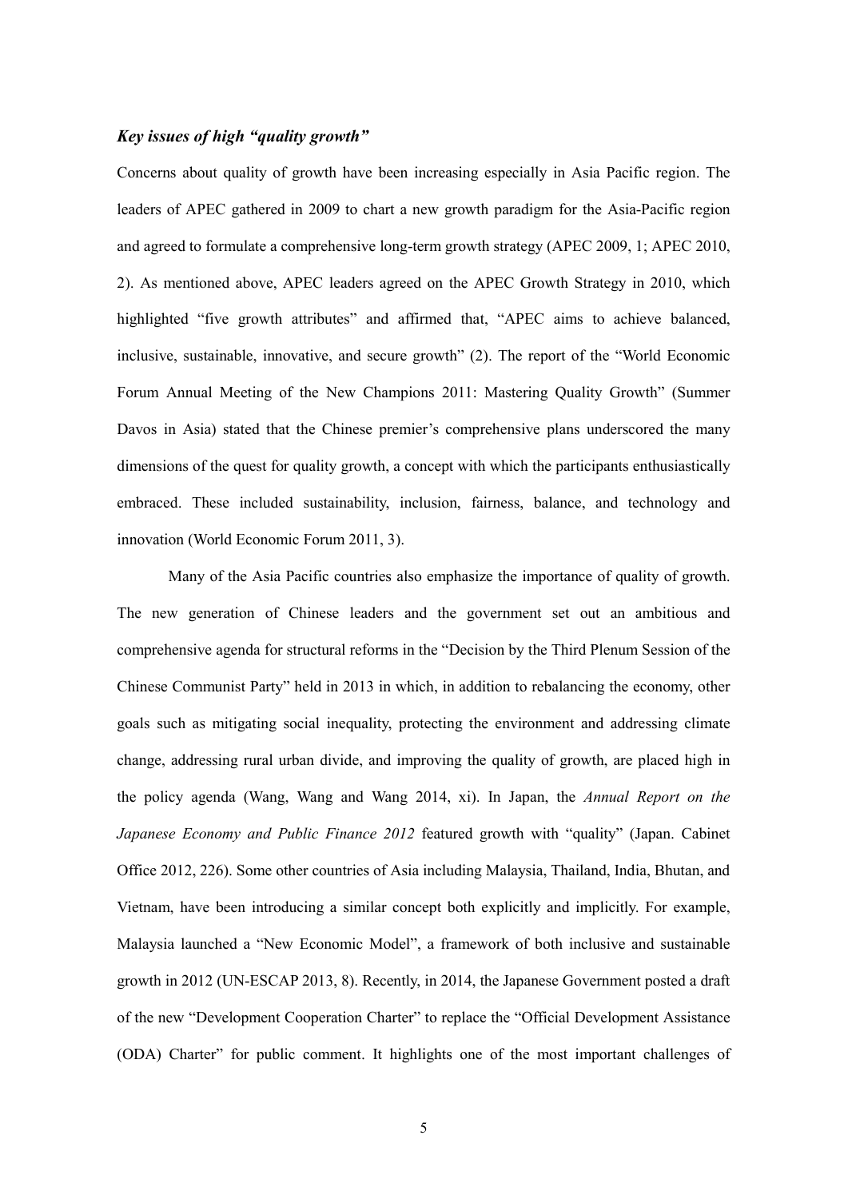### *Key issues of high "quality growth"*

Concerns about quality of growth have been increasing especially in Asia Pacific region. The leaders of APEC gathered in 2009 to chart a new growth paradigm for the Asia-Pacific region and agreed to formulate a comprehensive long-term growth strategy (APEC 2009, 1; APEC 2010, 2). As mentioned above, APEC leaders agreed on the APEC Growth Strategy in 2010, which highlighted "five growth attributes" and affirmed that, "APEC aims to achieve balanced, inclusive, sustainable, innovative, and secure growth" (2). The report of the "World Economic Forum Annual Meeting of the New Champions 2011: Mastering Quality Growth" (Summer Davos in Asia) stated that the Chinese premier's comprehensive plans underscored the many dimensions of the quest for quality growth, a concept with which the participants enthusiastically embraced. These included sustainability, inclusion, fairness, balance, and technology and innovation (World Economic Forum 2011, 3).

Many of the Asia Pacific countries also emphasize the importance of quality of growth. The new generation of Chinese leaders and the government set out an ambitious and comprehensive agenda for structural reforms in the "Decision by the Third Plenum Session of the Chinese Communist Party" held in 2013 in which, in addition to rebalancing the economy, other goals such as mitigating social inequality, protecting the environment and addressing climate change, addressing rural urban divide, and improving the quality of growth, are placed high in the policy agenda (Wang, Wang and Wang 2014, xi). In Japan, the *Annual Report on the Japanese Economy and Public Finance 2012* featured growth with "quality" (Japan. Cabinet Office 2012, 226). Some other countries of Asia including Malaysia, Thailand, India, Bhutan, and Vietnam, have been introducing a similar concept both explicitly and implicitly. For example, Malaysia launched a "New Economic Model", a framework of both inclusive and sustainable growth in 2012 (UN-ESCAP 2013, 8). Recently, in 2014, the Japanese Government posted a draft of the new "Development Cooperation Charter" to replace the "Official Development Assistance (ODA) Charter" for public comment. It highlights one of the most important challenges of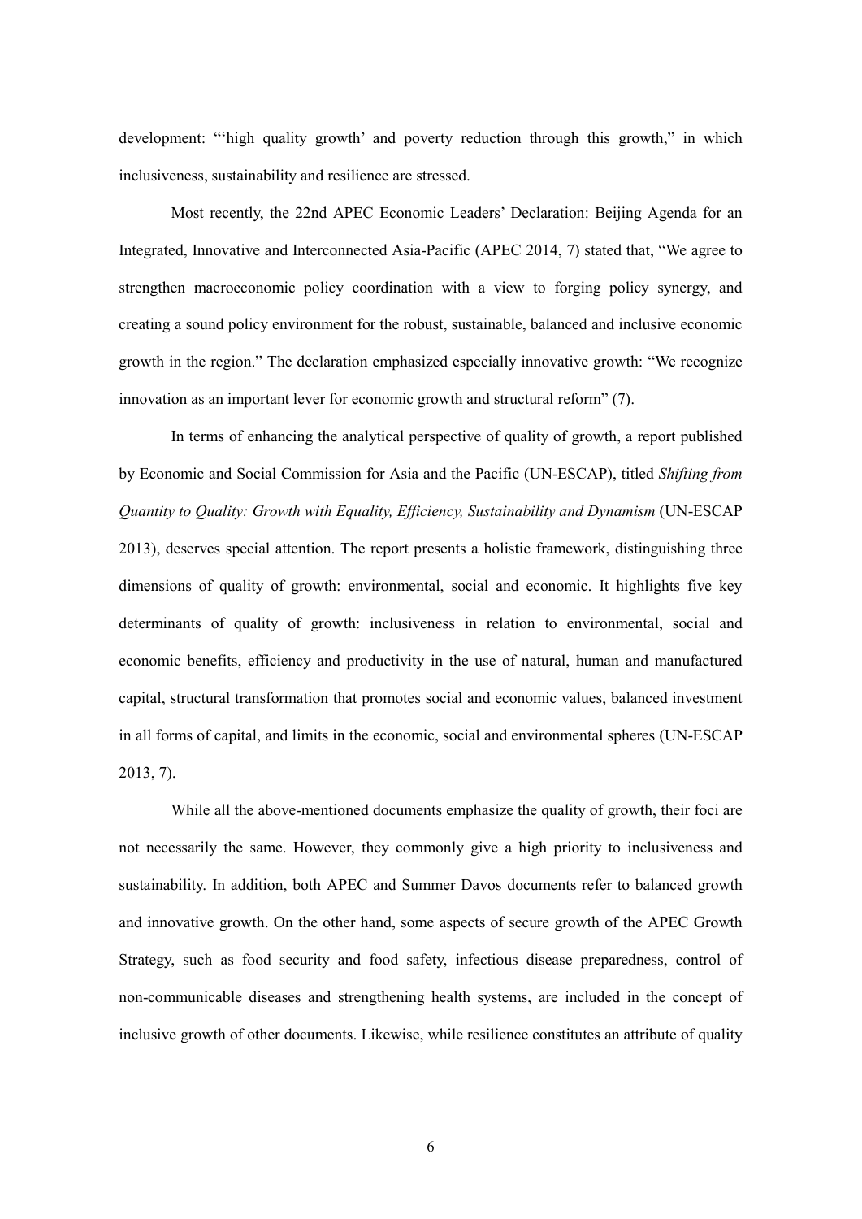development: "'high quality growth' and poverty reduction through this growth," in which inclusiveness, sustainability and resilience are stressed.

Most recently, the 22nd APEC Economic Leaders' Declaration: Beijing Agenda for an Integrated, Innovative and Interconnected Asia-Pacific (APEC 2014, 7) stated that, "We agree to strengthen macroeconomic policy coordination with a view to forging policy synergy, and creating a sound policy environment for the robust, sustainable, balanced and inclusive economic growth in the region." The declaration emphasized especially innovative growth: "We recognize innovation as an important lever for economic growth and structural reform" (7).

In terms of enhancing the analytical perspective of quality of growth, a report published by Economic and Social Commission for Asia and the Pacific (UN-ESCAP), titled *Shifting from Quantity to Quality: Growth with Equality, Efficiency, Sustainability and Dynamism* (UN-ESCAP 2013), deserves special attention. The report presents a holistic framework, distinguishing three dimensions of quality of growth: environmental, social and economic. It highlights five key determinants of quality of growth: inclusiveness in relation to environmental, social and economic benefits, efficiency and productivity in the use of natural, human and manufactured capital, structural transformation that promotes social and economic values, balanced investment in all forms of capital, and limits in the economic, social and environmental spheres (UN-ESCAP 2013, 7).

While all the above-mentioned documents emphasize the quality of growth, their foci are not necessarily the same. However, they commonly give a high priority to inclusiveness and sustainability. In addition, both APEC and Summer Davos documents refer to balanced growth and innovative growth. On the other hand, some aspects of secure growth of the APEC Growth Strategy, such as food security and food safety, infectious disease preparedness, control of non-communicable diseases and strengthening health systems, are included in the concept of inclusive growth of other documents. Likewise, while resilience constitutes an attribute of quality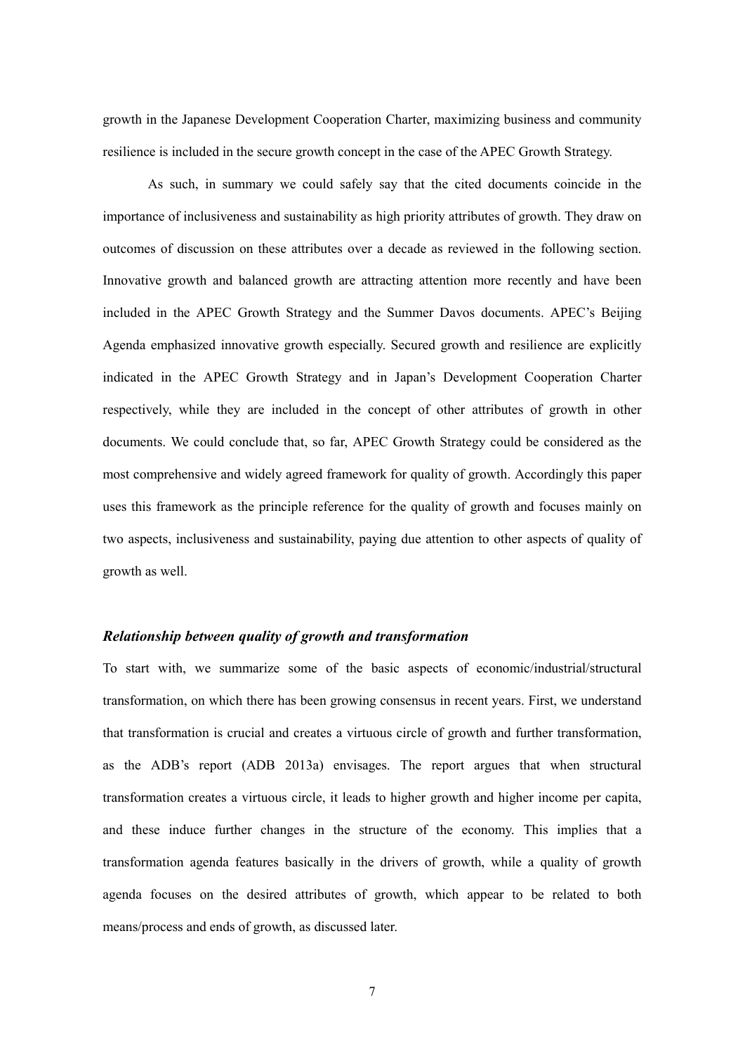growth in the Japanese Development Cooperation Charter, maximizing business and community resilience is included in the secure growth concept in the case of the APEC Growth Strategy.

As such, in summary we could safely say that the cited documents coincide in the importance of inclusiveness and sustainability as high priority attributes of growth. They draw on outcomes of discussion on these attributes over a decade as reviewed in the following section. Innovative growth and balanced growth are attracting attention more recently and have been included in the APEC Growth Strategy and the Summer Davos documents. APEC's Beijing Agenda emphasized innovative growth especially. Secured growth and resilience are explicitly indicated in the APEC Growth Strategy and in Japan's Development Cooperation Charter respectively, while they are included in the concept of other attributes of growth in other documents. We could conclude that, so far, APEC Growth Strategy could be considered as the most comprehensive and widely agreed framework for quality of growth. Accordingly this paper uses this framework as the principle reference for the quality of growth and focuses mainly on two aspects, inclusiveness and sustainability, paying due attention to other aspects of quality of growth as well.

### *Relationship between quality of growth and transformation*

To start with, we summarize some of the basic aspects of economic/industrial/structural transformation, on which there has been growing consensus in recent years. First, we understand that transformation is crucial and creates a virtuous circle of growth and further transformation, as the ADB's report (ADB 2013a) envisages. The report argues that when structural transformation creates a virtuous circle, it leads to higher growth and higher income per capita, and these induce further changes in the structure of the economy. This implies that a transformation agenda features basically in the drivers of growth, while a quality of growth agenda focuses on the desired attributes of growth, which appear to be related to both means/process and ends of growth, as discussed later.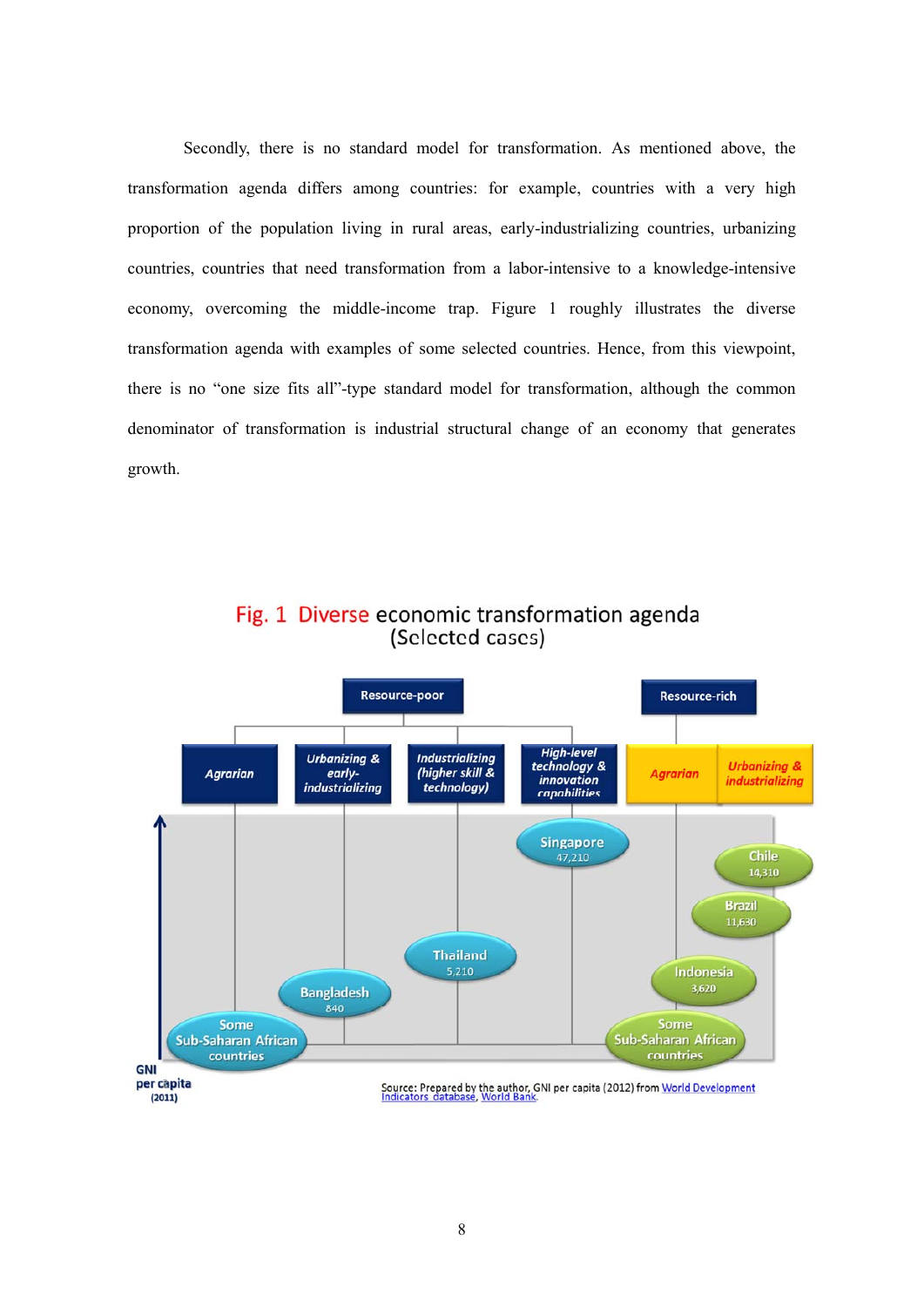Secondly, there is no standard model for transformation. As mentioned above, the transformation agenda differs among countries: for example, countries with a very high proportion of the population living in rural areas, early-industrializing countries, urbanizing countries, countries that need transformation from a labor-intensive to a knowledge-intensive economy, overcoming the middle-income trap. Figure 1 roughly illustrates the diverse transformation agenda with examples of some selected countries. Hence, from this viewpoint, there is no "one size fits all"-type standard model for transformation, although the common denominator of transformation is industrial structural change of an economy that generates growth.

**Fig. 1 Diverse economic transformation agenda (Selected cases)**

| | Resource-poor | | | | Resource-rich | |
|---|---|---|---|---|---|---|
| | *Agrarian* | *Urbanizing & early-industrializing* | *Industrializing (higher skill & technology)* | *High-level technology & innovation capabilities* | *Agrarian* | *Urbanizing & industrializing* |
| Countries (GNI per capita) | Some Sub-Saharan African countries | Bangladesh 840 | Thailand 5,210 | Singapore 47,210 | Some Sub-Saharan African countries; Indonesia 3,620 | Brazil 11,630; Chile 14,310 |

GNI per capita (2011)

Source: Prepared by the author, GNI per capita (2012) from World Development Indicators database, World Bank.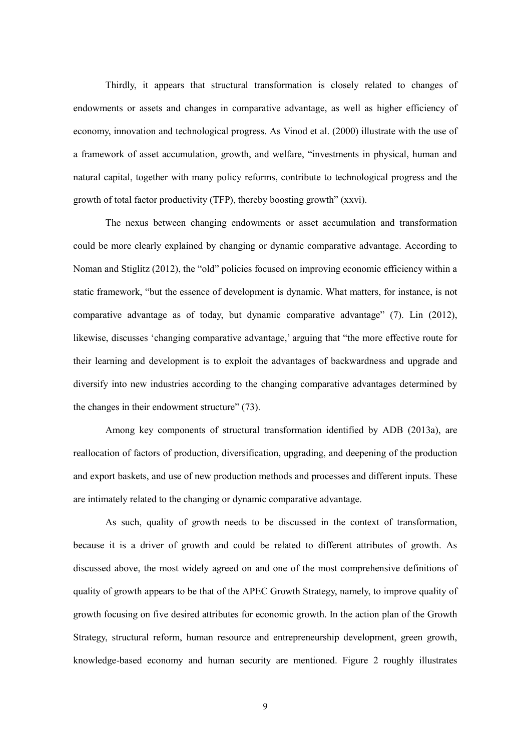Thirdly, it appears that structural transformation is closely related to changes of endowments or assets and changes in comparative advantage, as well as higher efficiency of economy, innovation and technological progress. As Vinod et al. (2000) illustrate with the use of a framework of asset accumulation, growth, and welfare, "investments in physical, human and natural capital, together with many policy reforms, contribute to technological progress and the growth of total factor productivity (TFP), thereby boosting growth" (xxvi).

The nexus between changing endowments or asset accumulation and transformation could be more clearly explained by changing or dynamic comparative advantage. According to Noman and Stiglitz (2012), the "old" policies focused on improving economic efficiency within a static framework, "but the essence of development is dynamic. What matters, for instance, is not comparative advantage as of today, but dynamic comparative advantage" (7). Lin (2012), likewise, discusses 'changing comparative advantage,' arguing that "the more effective route for their learning and development is to exploit the advantages of backwardness and upgrade and diversify into new industries according to the changing comparative advantages determined by the changes in their endowment structure" (73).

Among key components of structural transformation identified by ADB (2013a), are reallocation of factors of production, diversification, upgrading, and deepening of the production and export baskets, and use of new production methods and processes and different inputs. These are intimately related to the changing or dynamic comparative advantage.

As such, quality of growth needs to be discussed in the context of transformation, because it is a driver of growth and could be related to different attributes of growth. As discussed above, the most widely agreed on and one of the most comprehensive definitions of quality of growth appears to be that of the APEC Growth Strategy, namely, to improve quality of growth focusing on five desired attributes for economic growth. In the action plan of the Growth Strategy, structural reform, human resource and entrepreneurship development, green growth, knowledge-based economy and human security are mentioned. Figure 2 roughly illustrates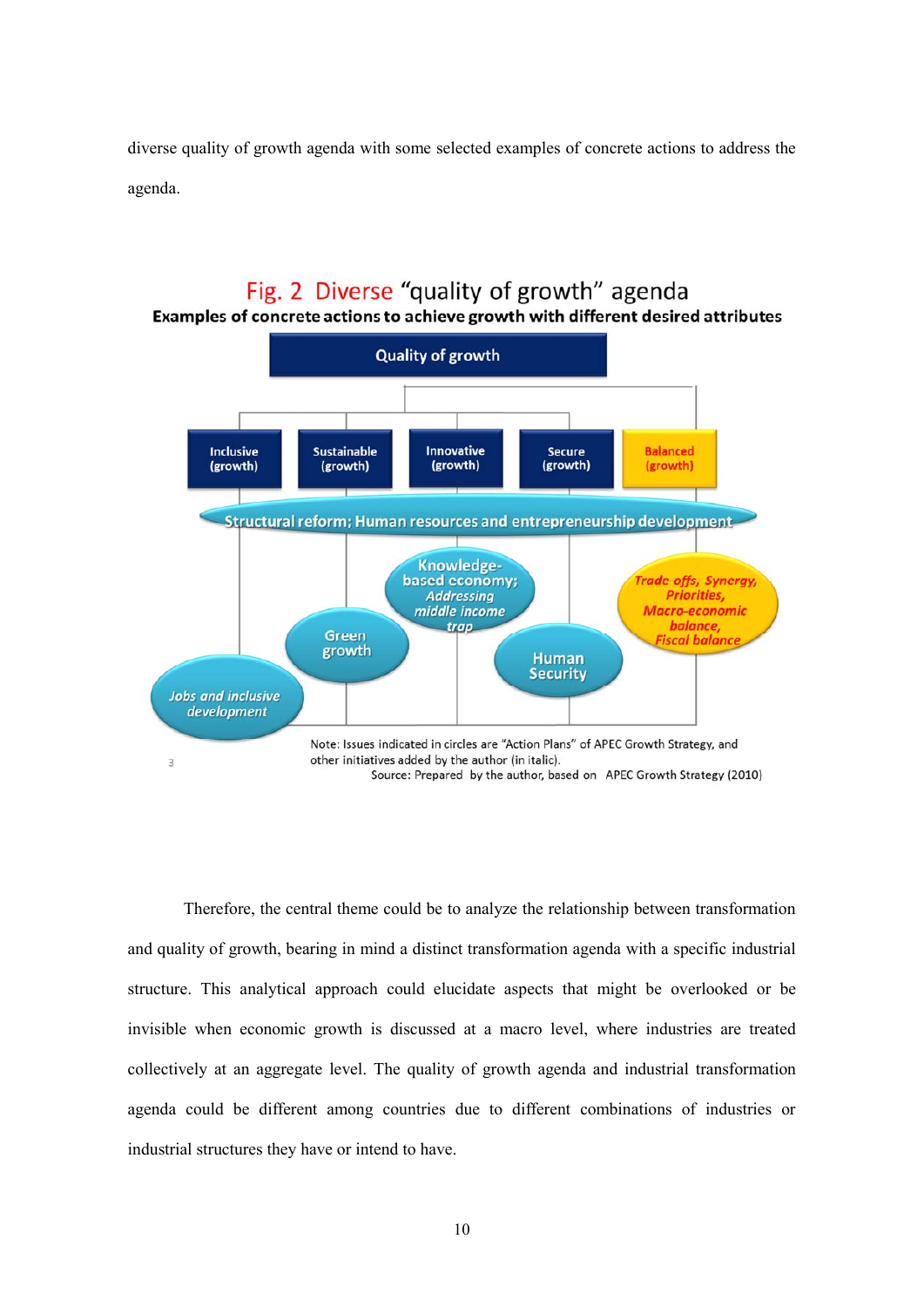diverse quality of growth agenda with some selected examples of concrete actions to address the agenda.

Fig. 2 Diverse "quality of growth" agenda

**Examples of concrete actions to achieve growth with different desired attributes**

Quality of growth

Inclusive (growth) | Sustainable (growth) | Innovative (growth) | Secure (growth) | Balanced (growth)

Structural reform; Human resources and entrepreneurship development

*Jobs and inclusive development*

Green growth

Knowledge-based economy; *Addressing middle income trap*

Human Security

*Trade offs, Synergy, Priorities, Macro-economic balance, Fiscal balance*

Note: Issues indicated in circles are "Action Plans" of APEC Growth Strategy, and other initiatives added by the author (in italic).

Source: Prepared by the author, based on APEC Growth Strategy (2010)

Therefore, the central theme could be to analyze the relationship between transformation and quality of growth, bearing in mind a distinct transformation agenda with a specific industrial structure. This analytical approach could elucidate aspects that might be overlooked or be invisible when economic growth is discussed at a macro level, where industries are treated collectively at an aggregate level. The quality of growth agenda and industrial transformation agenda could be different among countries due to different combinations of industries or industrial structures they have or intend to have.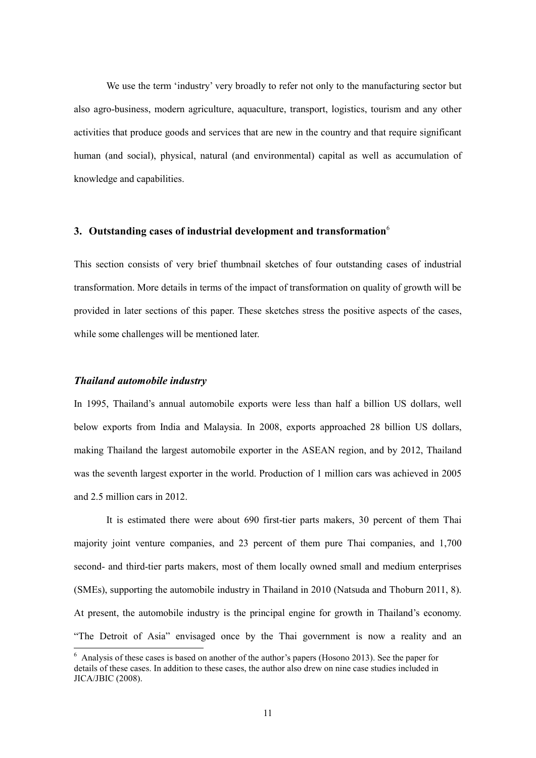We use the term 'industry' very broadly to refer not only to the manufacturing sector but also agro-business, modern agriculture, aquaculture, transport, logistics, tourism and any other activities that produce goods and services that are new in the country and that require significant human (and social), physical, natural (and environmental) capital as well as accumulation of knowledge and capabilities.

## 3. Outstanding cases of industrial development and transformation[6]

This section consists of very brief thumbnail sketches of four outstanding cases of industrial transformation. More details in terms of the impact of transformation on quality of growth will be provided in later sections of this paper. These sketches stress the positive aspects of the cases, while some challenges will be mentioned later.

### *Thailand automobile industry*

In 1995, Thailand's annual automobile exports were less than half a billion US dollars, well below exports from India and Malaysia. In 2008, exports approached 28 billion US dollars, making Thailand the largest automobile exporter in the ASEAN region, and by 2012, Thailand was the seventh largest exporter in the world. Production of 1 million cars was achieved in 2005 and 2.5 million cars in 2012.

It is estimated there were about 690 first-tier parts makers, 30 percent of them Thai majority joint venture companies, and 23 percent of them pure Thai companies, and 1,700 second- and third-tier parts makers, most of them locally owned small and medium enterprises (SMEs), supporting the automobile industry in Thailand in 2010 (Natsuda and Thoburn 2011, 8). At present, the automobile industry is the principal engine for growth in Thailand's economy. "The Detroit of Asia" envisaged once by the Thai government is now a reality and an

---

[6] Analysis of these cases is based on another of the author's papers (Hosono 2013). See the paper for details of these cases. In addition to these cases, the author also drew on nine case studies included in JICA/JBIC (2008).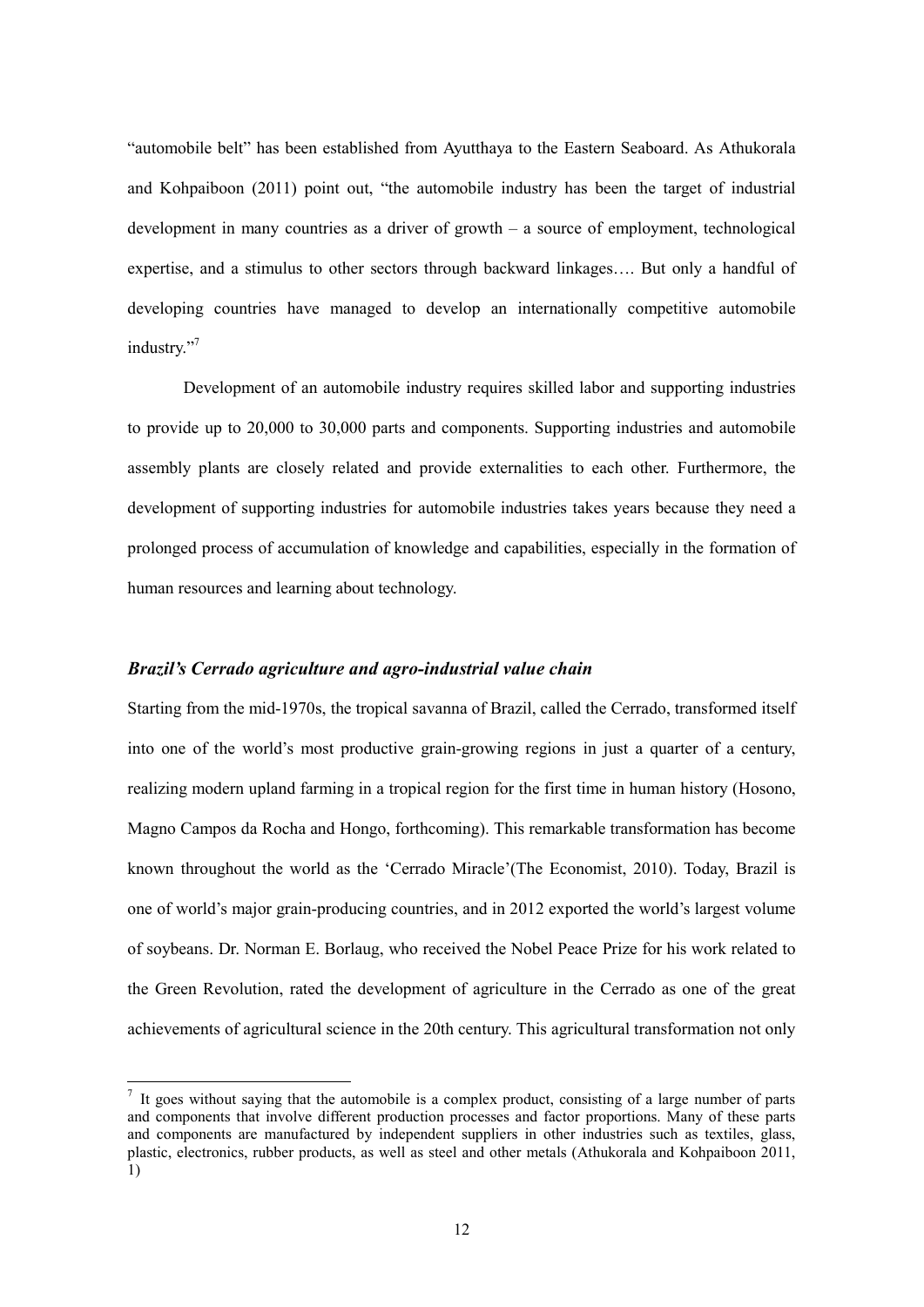"automobile belt" has been established from Ayutthaya to the Eastern Seaboard. As Athukorala and Kohpaiboon (2011) point out, "the automobile industry has been the target of industrial development in many countries as a driver of growth – a source of employment, technological expertise, and a stimulus to other sectors through backward linkages…. But only a handful of developing countries have managed to develop an internationally competitive automobile industry."[7]

Development of an automobile industry requires skilled labor and supporting industries to provide up to 20,000 to 30,000 parts and components. Supporting industries and automobile assembly plants are closely related and provide externalities to each other. Furthermore, the development of supporting industries for automobile industries takes years because they need a prolonged process of accumulation of knowledge and capabilities, especially in the formation of human resources and learning about technology.

### *Brazil's Cerrado agriculture and agro-industrial value chain*

Starting from the mid-1970s, the tropical savanna of Brazil, called the Cerrado, transformed itself into one of the world's most productive grain-growing regions in just a quarter of a century, realizing modern upland farming in a tropical region for the first time in human history (Hosono, Magno Campos da Rocha and Hongo, forthcoming). This remarkable transformation has become known throughout the world as the 'Cerrado Miracle'(The Economist, 2010). Today, Brazil is one of world's major grain-producing countries, and in 2012 exported the world's largest volume of soybeans. Dr. Norman E. Borlaug, who received the Nobel Peace Prize for his work related to the Green Revolution, rated the development of agriculture in the Cerrado as one of the great achievements of agricultural science in the 20th century. This agricultural transformation not only

---

[7] It goes without saying that the automobile is a complex product, consisting of a large number of parts and components that involve different production processes and factor proportions. Many of these parts and components are manufactured by independent suppliers in other industries such as textiles, glass, plastic, electronics, rubber products, as well as steel and other metals (Athukorala and Kohpaiboon 2011, 1)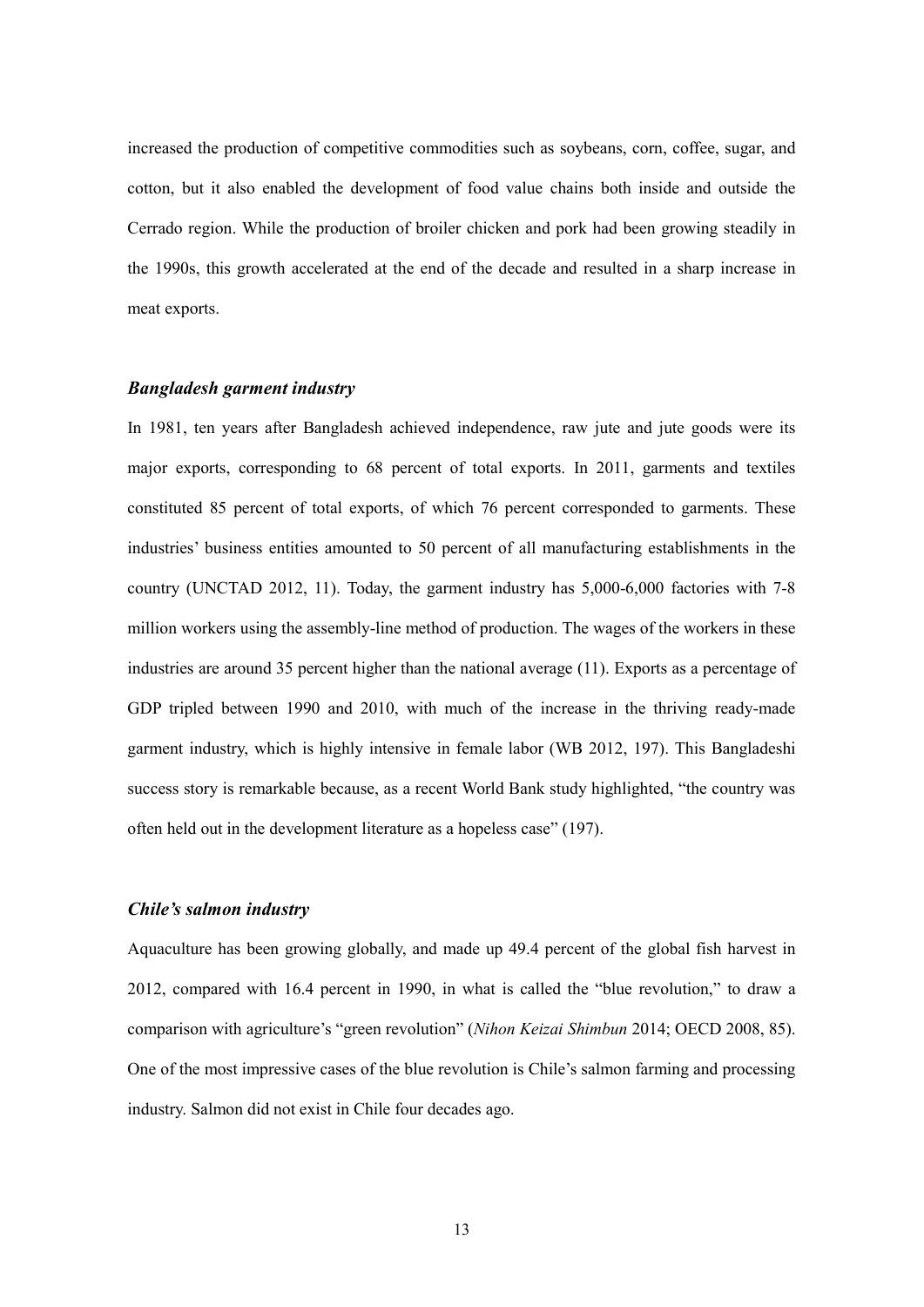increased the production of competitive commodities such as soybeans, corn, coffee, sugar, and cotton, but it also enabled the development of food value chains both inside and outside the Cerrado region. While the production of broiler chicken and pork had been growing steadily in the 1990s, this growth accelerated at the end of the decade and resulted in a sharp increase in meat exports.

### *Bangladesh garment industry*

In 1981, ten years after Bangladesh achieved independence, raw jute and jute goods were its major exports, corresponding to 68 percent of total exports. In 2011, garments and textiles constituted 85 percent of total exports, of which 76 percent corresponded to garments. These industries' business entities amounted to 50 percent of all manufacturing establishments in the country (UNCTAD 2012, 11). Today, the garment industry has 5,000-6,000 factories with 7-8 million workers using the assembly-line method of production. The wages of the workers in these industries are around 35 percent higher than the national average (11). Exports as a percentage of GDP tripled between 1990 and 2010, with much of the increase in the thriving ready-made garment industry, which is highly intensive in female labor (WB 2012, 197). This Bangladeshi success story is remarkable because, as a recent World Bank study highlighted, "the country was often held out in the development literature as a hopeless case" (197).

### *Chile's salmon industry*

Aquaculture has been growing globally, and made up 49.4 percent of the global fish harvest in 2012, compared with 16.4 percent in 1990, in what is called the "blue revolution," to draw a comparison with agriculture's "green revolution" (*Nihon Keizai Shimbun* 2014; OECD 2008, 85). One of the most impressive cases of the blue revolution is Chile's salmon farming and processing industry. Salmon did not exist in Chile four decades ago.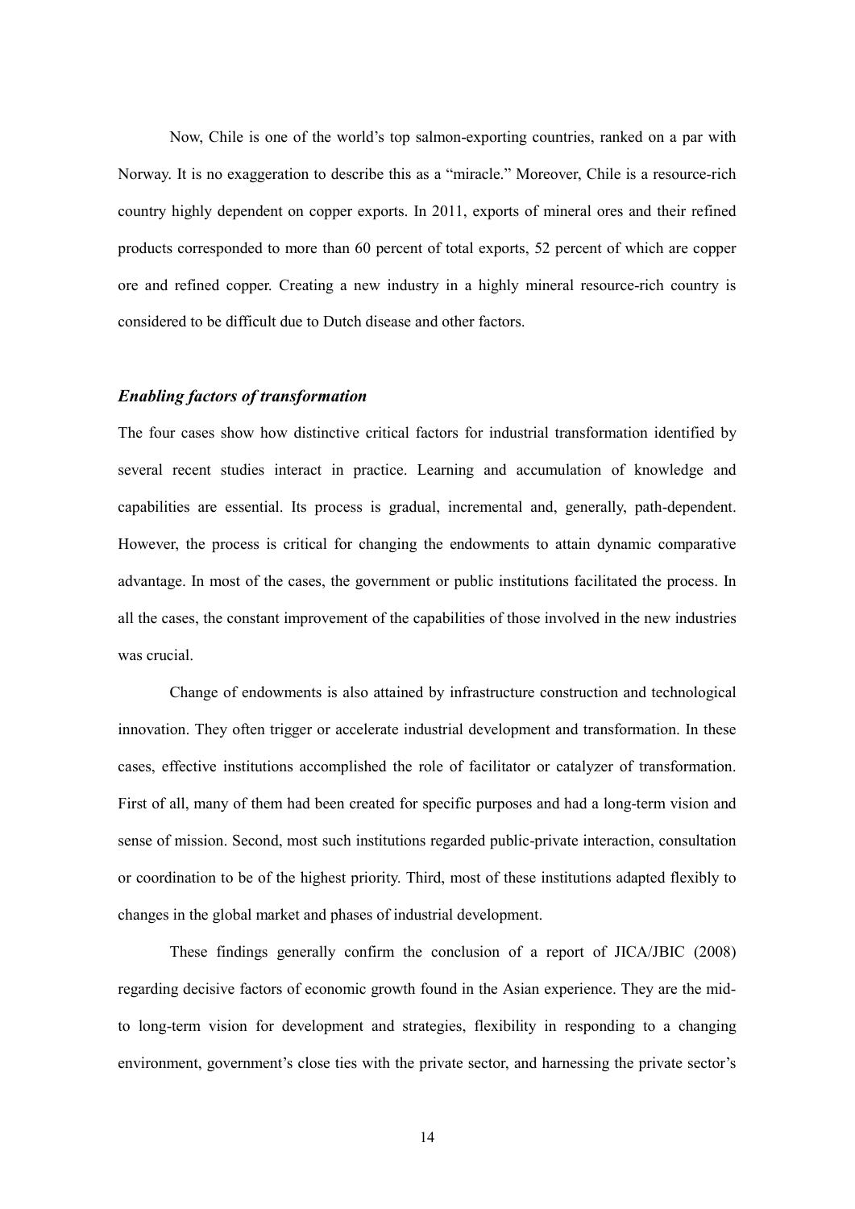Now, Chile is one of the world's top salmon-exporting countries, ranked on a par with Norway. It is no exaggeration to describe this as a "miracle." Moreover, Chile is a resource-rich country highly dependent on copper exports. In 2011, exports of mineral ores and their refined products corresponded to more than 60 percent of total exports, 52 percent of which are copper ore and refined copper. Creating a new industry in a highly mineral resource-rich country is considered to be difficult due to Dutch disease and other factors.

### *Enabling factors of transformation*

The four cases show how distinctive critical factors for industrial transformation identified by several recent studies interact in practice. Learning and accumulation of knowledge and capabilities are essential. Its process is gradual, incremental and, generally, path-dependent. However, the process is critical for changing the endowments to attain dynamic comparative advantage. In most of the cases, the government or public institutions facilitated the process. In all the cases, the constant improvement of the capabilities of those involved in the new industries was crucial.

Change of endowments is also attained by infrastructure construction and technological innovation. They often trigger or accelerate industrial development and transformation. In these cases, effective institutions accomplished the role of facilitator or catalyzer of transformation. First of all, many of them had been created for specific purposes and had a long-term vision and sense of mission. Second, most such institutions regarded public-private interaction, consultation or coordination to be of the highest priority. Third, most of these institutions adapted flexibly to changes in the global market and phases of industrial development.

These findings generally confirm the conclusion of a report of JICA/JBIC (2008) regarding decisive factors of economic growth found in the Asian experience. They are the mid- to long-term vision for development and strategies, flexibility in responding to a changing environment, government's close ties with the private sector, and harnessing the private sector's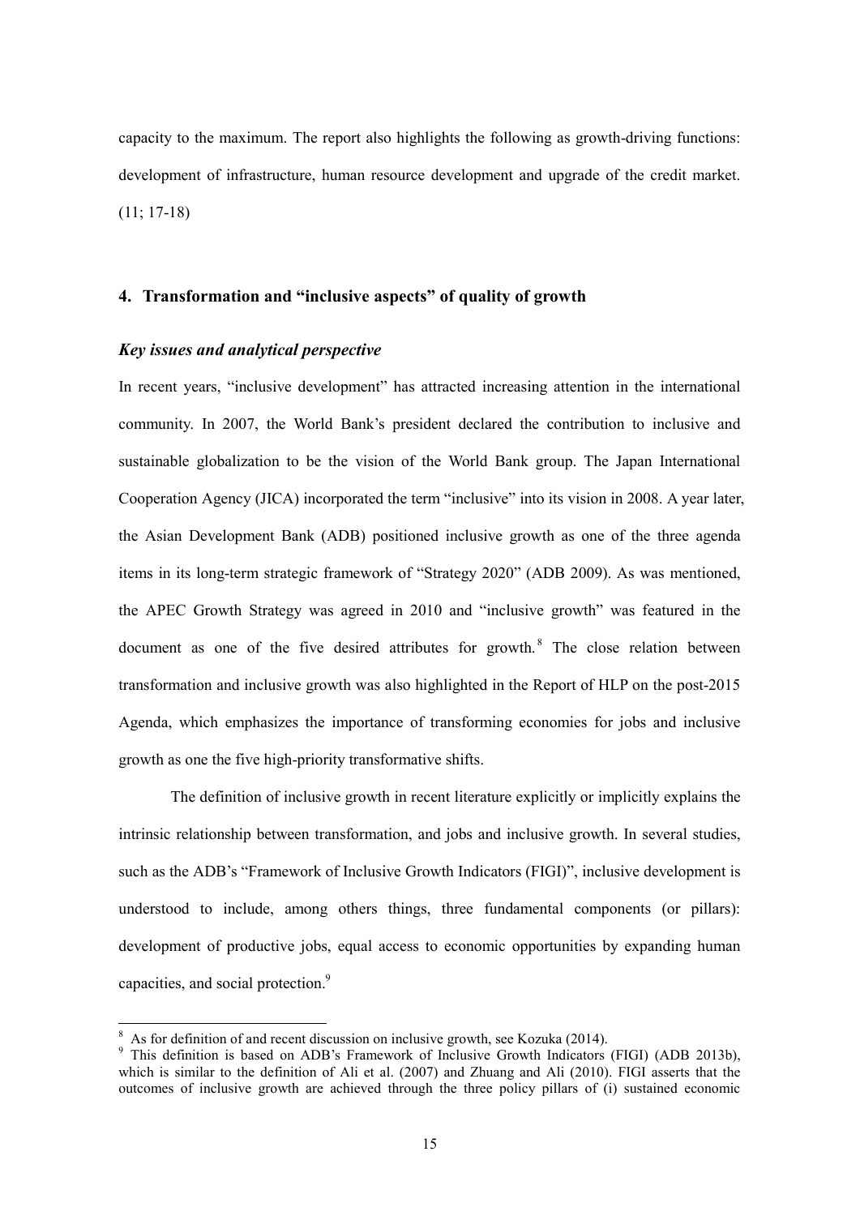capacity to the maximum. The report also highlights the following as growth-driving functions: development of infrastructure, human resource development and upgrade of the credit market. (11; 17-18)

## 4. Transformation and "inclusive aspects" of quality of growth

### *Key issues and analytical perspective*

In recent years, "inclusive development" has attracted increasing attention in the international community. In 2007, the World Bank's president declared the contribution to inclusive and sustainable globalization to be the vision of the World Bank group. The Japan International Cooperation Agency (JICA) incorporated the term "inclusive" into its vision in 2008. A year later, the Asian Development Bank (ADB) positioned inclusive growth as one of the three agenda items in its long-term strategic framework of "Strategy 2020" (ADB 2009). As was mentioned, the APEC Growth Strategy was agreed in 2010 and "inclusive growth" was featured in the document as one of the five desired attributes for growth.[8] The close relation between transformation and inclusive growth was also highlighted in the Report of HLP on the post-2015 Agenda, which emphasizes the importance of transforming economies for jobs and inclusive growth as one the five high-priority transformative shifts.

The definition of inclusive growth in recent literature explicitly or implicitly explains the intrinsic relationship between transformation, and jobs and inclusive growth. In several studies, such as the ADB's "Framework of Inclusive Growth Indicators (FIGI)", inclusive development is understood to include, among others things, three fundamental components (or pillars): development of productive jobs, equal access to economic opportunities by expanding human capacities, and social protection.[9]

---

[8] As for definition of and recent discussion on inclusive growth, see Kozuka (2014).

[9] This definition is based on ADB's Framework of Inclusive Growth Indicators (FIGI) (ADB 2013b), which is similar to the definition of Ali et al. (2007) and Zhuang and Ali (2010). FIGI asserts that the outcomes of inclusive growth are achieved through the three policy pillars of (i) sustained economic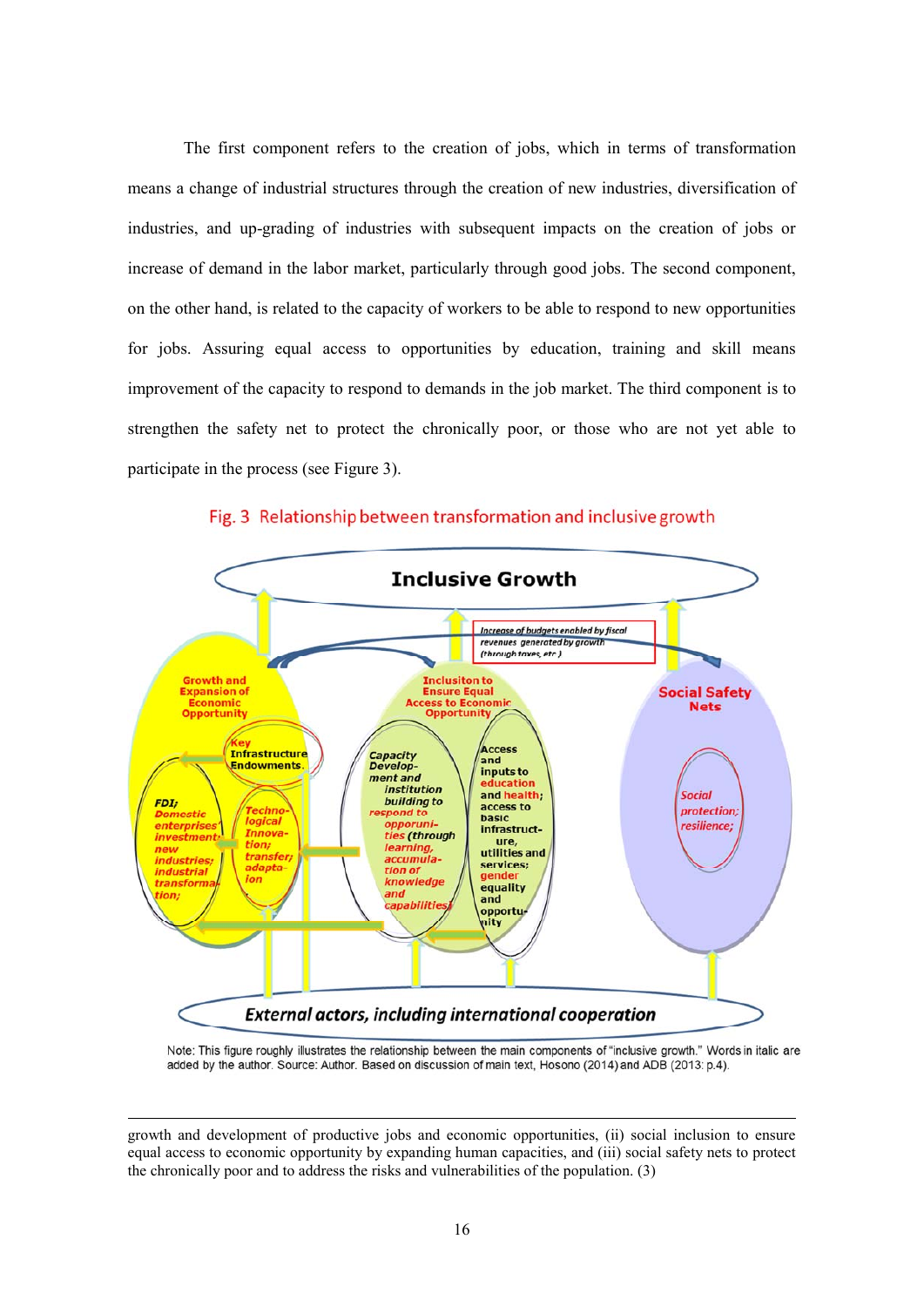The first component refers to the creation of jobs, which in terms of transformation means a change of industrial structures through the creation of new industries, diversification of industries, and up-grading of industries with subsequent impacts on the creation of jobs or increase of demand in the labor market, particularly through good jobs. The second component, on the other hand, is related to the capacity of workers to be able to respond to new opportunities for jobs. Assuring equal access to opportunities by education, training and skill means improvement of the capacity to respond to demands in the job market. The third component is to strengthen the safety net to protect the chronically poor, or those who are not yet able to participate in the process (see Figure 3).

Fig. 3 Relationship between transformation and inclusive growth

Inclusive Growth

*Increase of budgets enabled by fiscal revenues generated by growth (through taxes, etc.)*

Growth and Expansion of Economic Opportunity

Key Infrastructure Endowments

*FDI; Domestic enterprises' investment; new industries; industrial transformation;*

*Technological Innovation; transfer; adaptation*

Inclusiton to Ensure Equal Access to Economic Opportunity

Capacity Development and institution building to *respond to opportunities (through learning, accumulation or knowledge and capabilities)*

Access and inputs to education and health; access to basic infrastructure, utilities and services; gender equality and opportunity

Social Safety Nets

*Social protection; resilience;*

*External actors, including international cooperation*

Note: This figure roughly illustrates the relationship between the main components of "inclusive growth." Words in italic are added by the author. Source: Author. Based on discussion of main text, Hosono (2014) and ADB (2013: p.4).

---

growth and development of productive jobs and economic opportunities, (ii) social inclusion to ensure equal access to economic opportunity by expanding human capacities, and (iii) social safety nets to protect the chronically poor and to address the risks and vulnerabilities of the population. (3)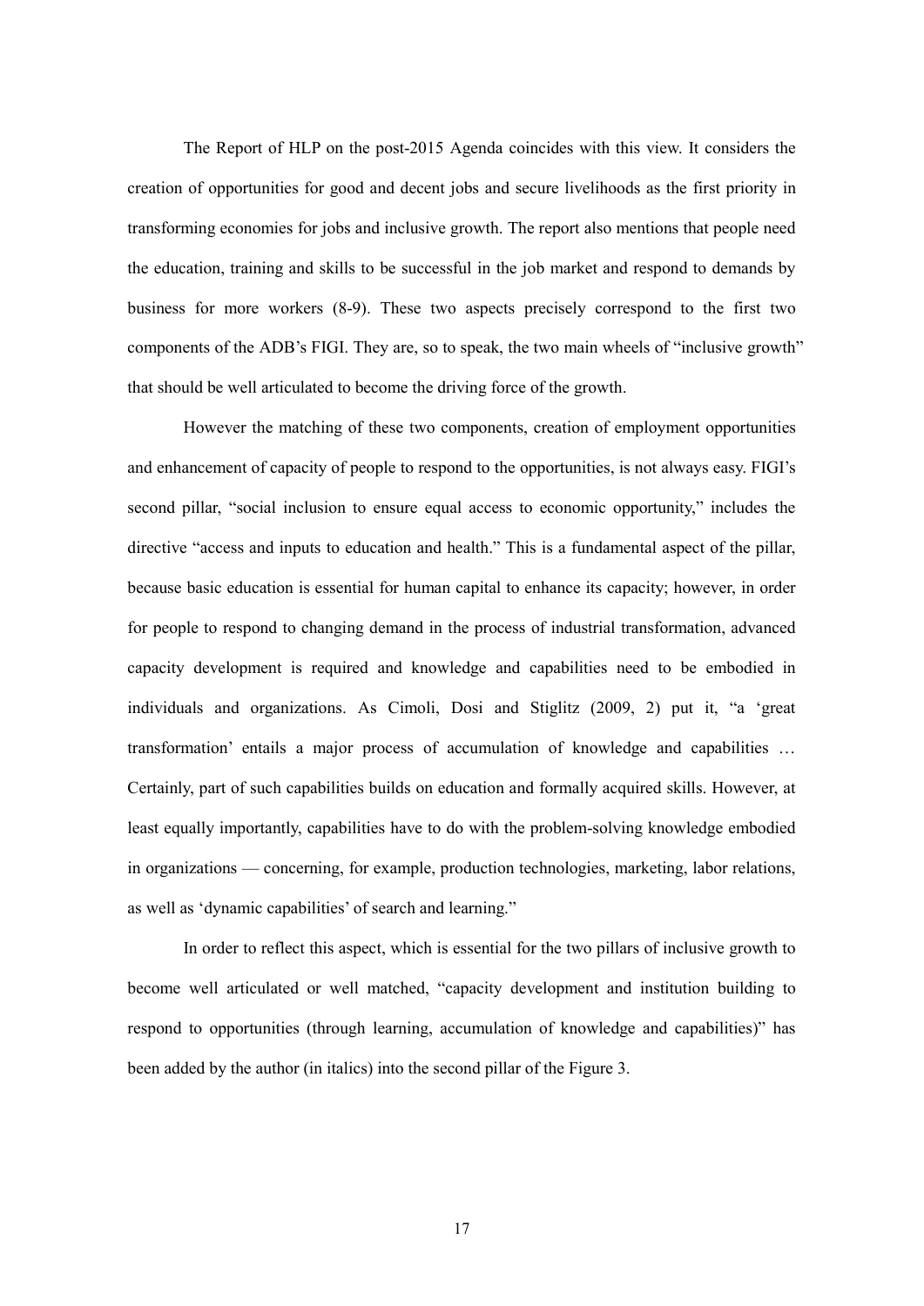The Report of HLP on the post-2015 Agenda coincides with this view. It considers the creation of opportunities for good and decent jobs and secure livelihoods as the first priority in transforming economies for jobs and inclusive growth. The report also mentions that people need the education, training and skills to be successful in the job market and respond to demands by business for more workers (8-9). These two aspects precisely correspond to the first two components of the ADB's FIGI. They are, so to speak, the two main wheels of "inclusive growth" that should be well articulated to become the driving force of the growth.

However the matching of these two components, creation of employment opportunities and enhancement of capacity of people to respond to the opportunities, is not always easy. FIGI's second pillar, "social inclusion to ensure equal access to economic opportunity," includes the directive "access and inputs to education and health." This is a fundamental aspect of the pillar, because basic education is essential for human capital to enhance its capacity; however, in order for people to respond to changing demand in the process of industrial transformation, advanced capacity development is required and knowledge and capabilities need to be embodied in individuals and organizations. As Cimoli, Dosi and Stiglitz (2009, 2) put it, "a 'great transformation' entails a major process of accumulation of knowledge and capabilities … Certainly, part of such capabilities builds on education and formally acquired skills. However, at least equally importantly, capabilities have to do with the problem-solving knowledge embodied in organizations — concerning, for example, production technologies, marketing, labor relations, as well as 'dynamic capabilities' of search and learning."

In order to reflect this aspect, which is essential for the two pillars of inclusive growth to become well articulated or well matched, "capacity development and institution building to respond to opportunities (through learning, accumulation of knowledge and capabilities)" has been added by the author (in italics) into the second pillar of the Figure 3.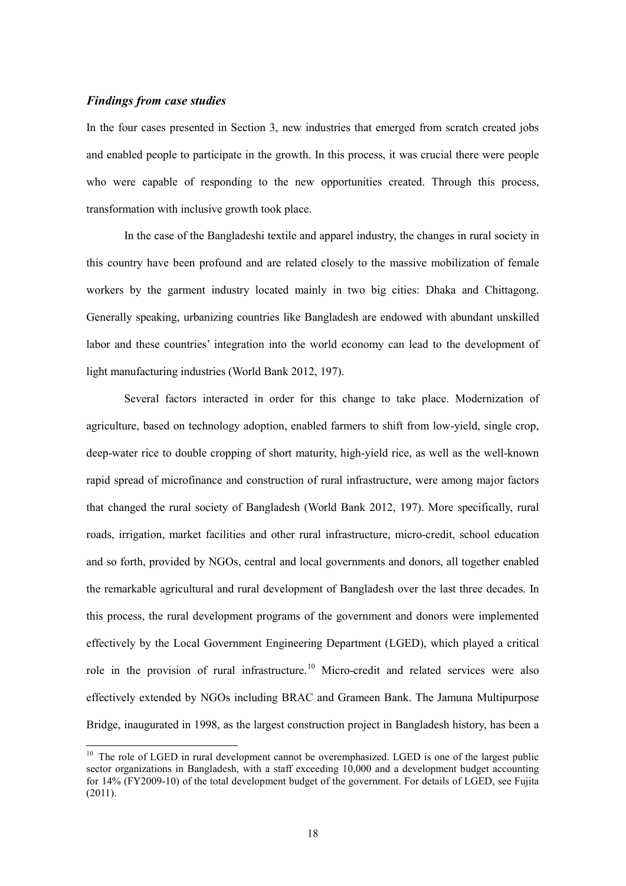### *Findings from case studies*

In the four cases presented in Section 3, new industries that emerged from scratch created jobs and enabled people to participate in the growth. In this process, it was crucial there were people who were capable of responding to the new opportunities created. Through this process, transformation with inclusive growth took place.

In the case of the Bangladeshi textile and apparel industry, the changes in rural society in this country have been profound and are related closely to the massive mobilization of female workers by the garment industry located mainly in two big cities: Dhaka and Chittagong. Generally speaking, urbanizing countries like Bangladesh are endowed with abundant unskilled labor and these countries' integration into the world economy can lead to the development of light manufacturing industries (World Bank 2012, 197).

Several factors interacted in order for this change to take place. Modernization of agriculture, based on technology adoption, enabled farmers to shift from low-yield, single crop, deep-water rice to double cropping of short maturity, high-yield rice, as well as the well-known rapid spread of microfinance and construction of rural infrastructure, were among major factors that changed the rural society of Bangladesh (World Bank 2012, 197). More specifically, rural roads, irrigation, market facilities and other rural infrastructure, micro-credit, school education and so forth, provided by NGOs, central and local governments and donors, all together enabled the remarkable agricultural and rural development of Bangladesh over the last three decades. In this process, the rural development programs of the government and donors were implemented effectively by the Local Government Engineering Department (LGED), which played a critical role in the provision of rural infrastructure.[10] Micro-credit and related services were also effectively extended by NGOs including BRAC and Grameen Bank. The Jamuna Multipurpose Bridge, inaugurated in 1998, as the largest construction project in Bangladesh history, has been a

---

[10] The role of LGED in rural development cannot be overemphasized. LGED is one of the largest public sector organizations in Bangladesh, with a staff exceeding 10,000 and a development budget accounting for 14% (FY2009-10) of the total development budget of the government. For details of LGED, see Fujita (2011).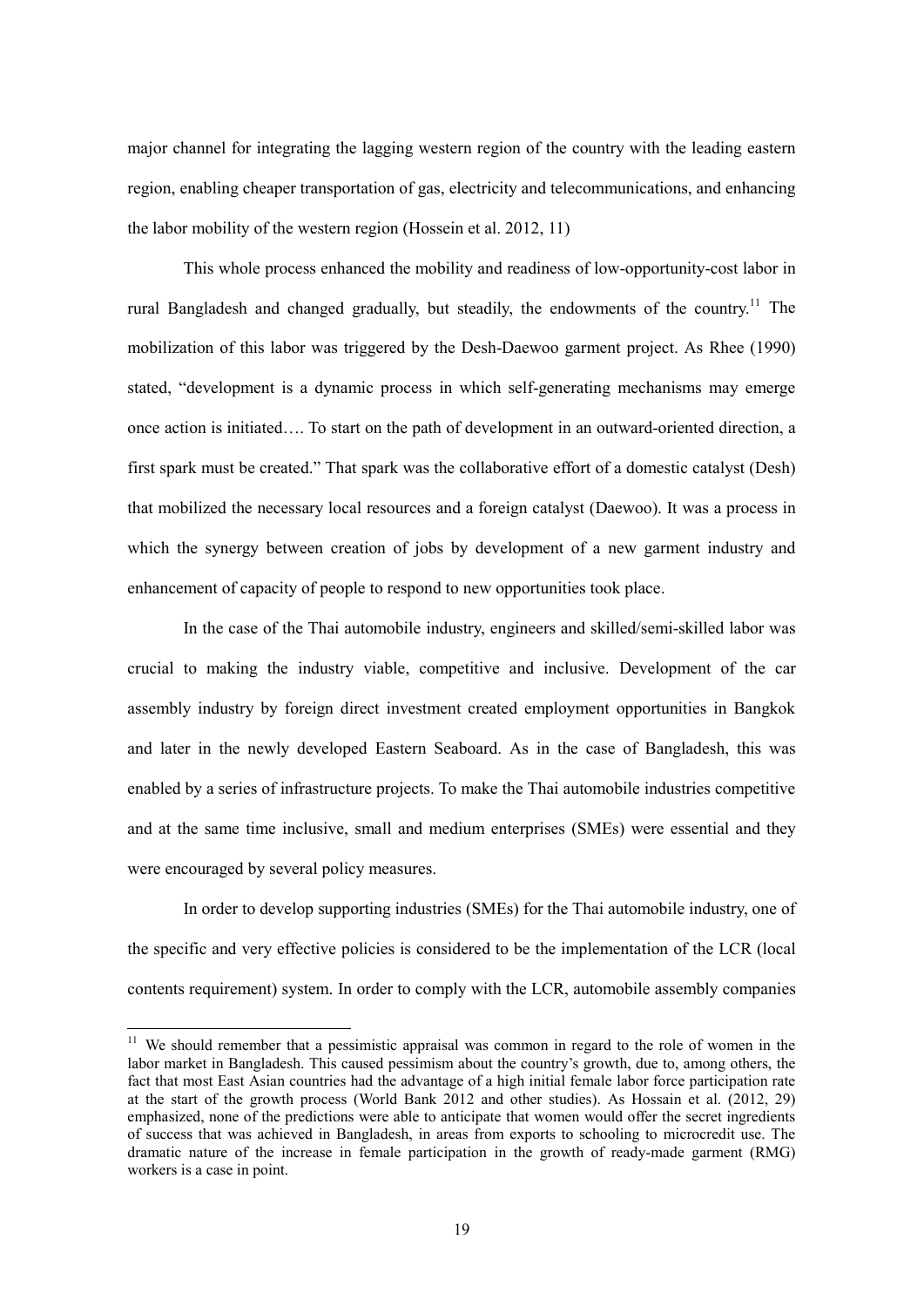major channel for integrating the lagging western region of the country with the leading eastern region, enabling cheaper transportation of gas, electricity and telecommunications, and enhancing the labor mobility of the western region (Hossein et al. 2012, 11)

This whole process enhanced the mobility and readiness of low-opportunity-cost labor in rural Bangladesh and changed gradually, but steadily, the endowments of the country.[11] The mobilization of this labor was triggered by the Desh-Daewoo garment project. As Rhee (1990) stated, "development is a dynamic process in which self-generating mechanisms may emerge once action is initiated…. To start on the path of development in an outward-oriented direction, a first spark must be created." That spark was the collaborative effort of a domestic catalyst (Desh) that mobilized the necessary local resources and a foreign catalyst (Daewoo). It was a process in which the synergy between creation of jobs by development of a new garment industry and enhancement of capacity of people to respond to new opportunities took place.

In the case of the Thai automobile industry, engineers and skilled/semi-skilled labor was crucial to making the industry viable, competitive and inclusive. Development of the car assembly industry by foreign direct investment created employment opportunities in Bangkok and later in the newly developed Eastern Seaboard. As in the case of Bangladesh, this was enabled by a series of infrastructure projects. To make the Thai automobile industries competitive and at the same time inclusive, small and medium enterprises (SMEs) were essential and they were encouraged by several policy measures.

In order to develop supporting industries (SMEs) for the Thai automobile industry, one of the specific and very effective policies is considered to be the implementation of the LCR (local contents requirement) system. In order to comply with the LCR, automobile assembly companies

[11] We should remember that a pessimistic appraisal was common in regard to the role of women in the labor market in Bangladesh. This caused pessimism about the country's growth, due to, among others, the fact that most East Asian countries had the advantage of a high initial female labor force participation rate at the start of the growth process (World Bank 2012 and other studies). As Hossain et al. (2012, 29) emphasized, none of the predictions were able to anticipate that women would offer the secret ingredients of success that was achieved in Bangladesh, in areas from exports to schooling to microcredit use. The dramatic nature of the increase in female participation in the growth of ready-made garment (RMG) workers is a case in point.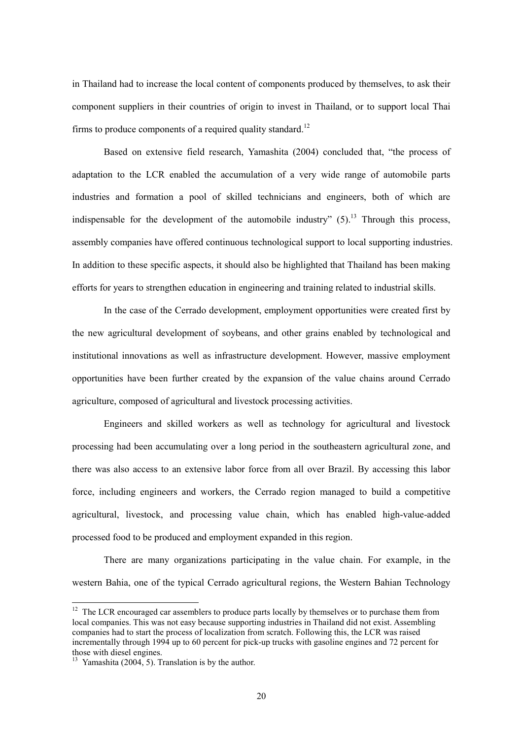in Thailand had to increase the local content of components produced by themselves, to ask their component suppliers in their countries of origin to invest in Thailand, or to support local Thai firms to produce components of a required quality standard.[12]

Based on extensive field research, Yamashita (2004) concluded that, "the process of adaptation to the LCR enabled the accumulation of a very wide range of automobile parts industries and formation a pool of skilled technicians and engineers, both of which are indispensable for the development of the automobile industry" (5).[13] Through this process, assembly companies have offered continuous technological support to local supporting industries. In addition to these specific aspects, it should also be highlighted that Thailand has been making efforts for years to strengthen education in engineering and training related to industrial skills.

In the case of the Cerrado development, employment opportunities were created first by the new agricultural development of soybeans, and other grains enabled by technological and institutional innovations as well as infrastructure development. However, massive employment opportunities have been further created by the expansion of the value chains around Cerrado agriculture, composed of agricultural and livestock processing activities.

Engineers and skilled workers as well as technology for agricultural and livestock processing had been accumulating over a long period in the southeastern agricultural zone, and there was also access to an extensive labor force from all over Brazil. By accessing this labor force, including engineers and workers, the Cerrado region managed to build a competitive agricultural, livestock, and processing value chain, which has enabled high-value-added processed food to be produced and employment expanded in this region.

There are many organizations participating in the value chain. For example, in the western Bahia, one of the typical Cerrado agricultural regions, the Western Bahian Technology

---

[12] The LCR encouraged car assemblers to produce parts locally by themselves or to purchase them from local companies. This was not easy because supporting industries in Thailand did not exist. Assembling companies had to start the process of localization from scratch. Following this, the LCR was raised incrementally through 1994 up to 60 percent for pick-up trucks with gasoline engines and 72 percent for those with diesel engines.

[13] Yamashita (2004, 5). Translation is by the author.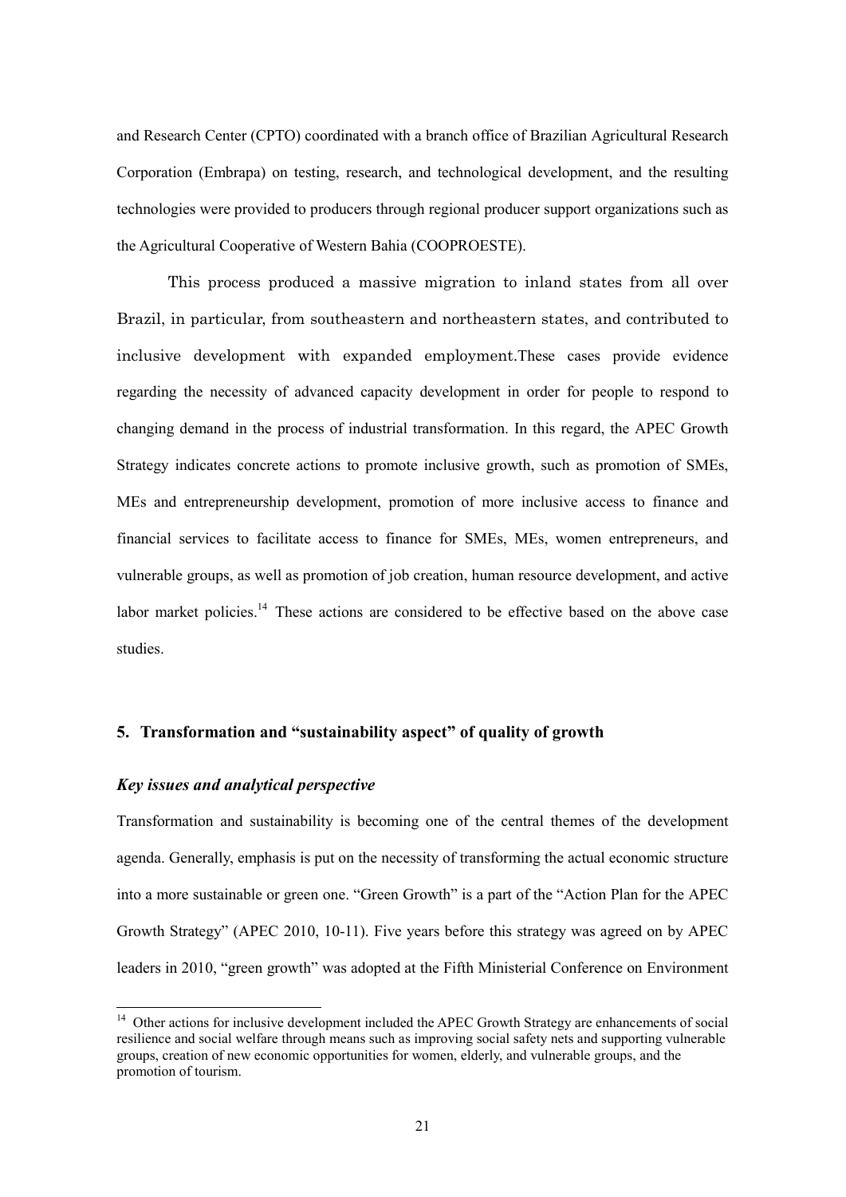and Research Center (CPTO) coordinated with a branch office of Brazilian Agricultural Research Corporation (Embrapa) on testing, research, and technological development, and the resulting technologies were provided to producers through regional producer support organizations such as the Agricultural Cooperative of Western Bahia (COOPROESTE).

This process produced a massive migration to inland states from all over Brazil, in particular, from southeastern and northeastern states, and contributed to inclusive development with expanded employment.These cases provide evidence regarding the necessity of advanced capacity development in order for people to respond to changing demand in the process of industrial transformation. In this regard, the APEC Growth Strategy indicates concrete actions to promote inclusive growth, such as promotion of SMEs, MEs and entrepreneurship development, promotion of more inclusive access to finance and financial services to facilitate access to finance for SMEs, MEs, women entrepreneurs, and vulnerable groups, as well as promotion of job creation, human resource development, and active labor market policies.[14] These actions are considered to be effective based on the above case studies.

## 5. Transformation and "sustainability aspect" of quality of growth

### *Key issues and analytical perspective*

Transformation and sustainability is becoming one of the central themes of the development agenda. Generally, emphasis is put on the necessity of transforming the actual economic structure into a more sustainable or green one. "Green Growth" is a part of the "Action Plan for the APEC Growth Strategy" (APEC 2010, 10-11). Five years before this strategy was agreed on by APEC leaders in 2010, "green growth" was adopted at the Fifth Ministerial Conference on Environment

---

[14] Other actions for inclusive development included the APEC Growth Strategy are enhancements of social resilience and social welfare through means such as improving social safety nets and supporting vulnerable groups, creation of new economic opportunities for women, elderly, and vulnerable groups, and the promotion of tourism.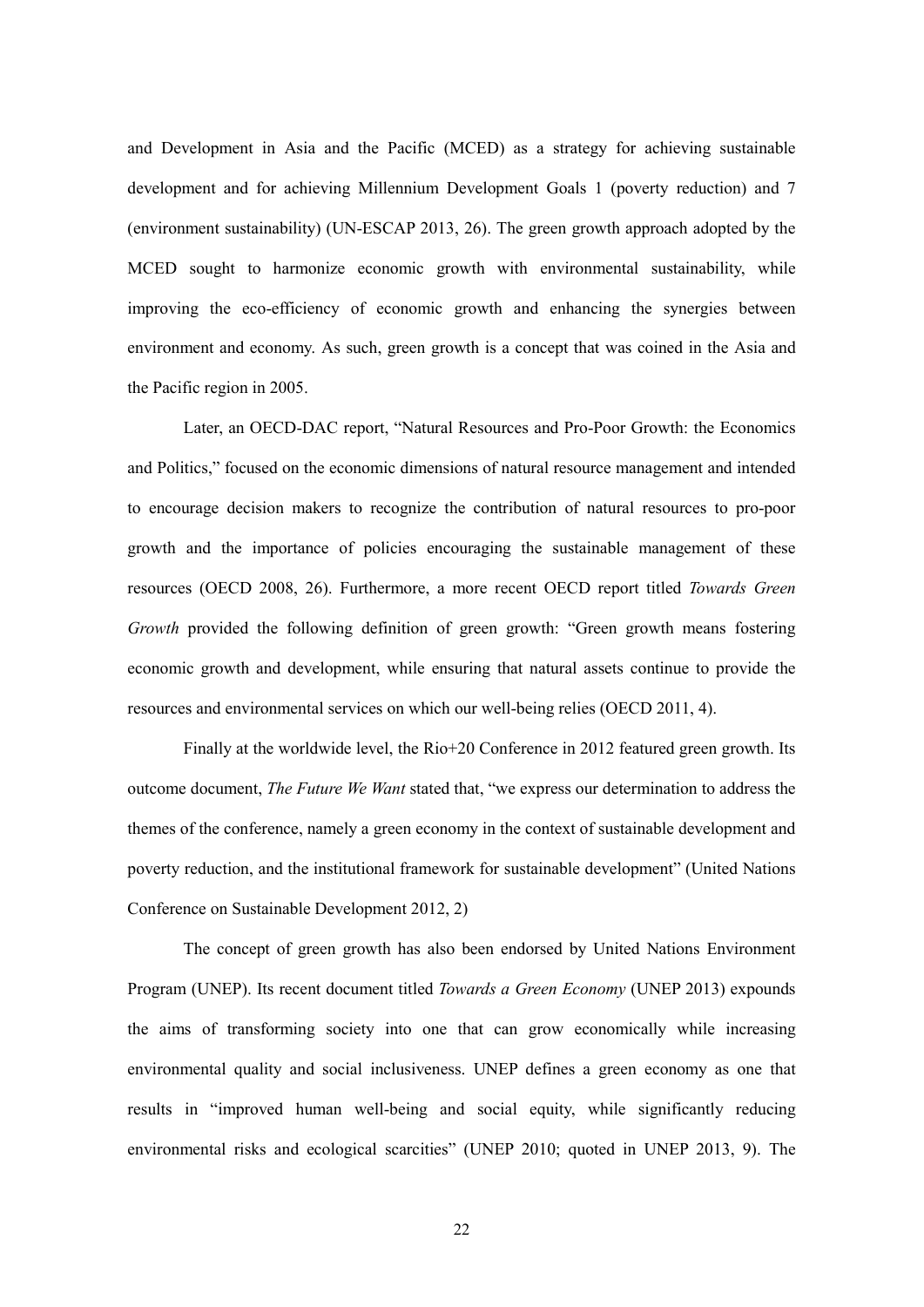and Development in Asia and the Pacific (MCED) as a strategy for achieving sustainable development and for achieving Millennium Development Goals 1 (poverty reduction) and 7 (environment sustainability) (UN-ESCAP 2013, 26). The green growth approach adopted by the MCED sought to harmonize economic growth with environmental sustainability, while improving the eco-efficiency of economic growth and enhancing the synergies between environment and economy. As such, green growth is a concept that was coined in the Asia and the Pacific region in 2005.

Later, an OECD-DAC report, "Natural Resources and Pro-Poor Growth: the Economics and Politics," focused on the economic dimensions of natural resource management and intended to encourage decision makers to recognize the contribution of natural resources to pro-poor growth and the importance of policies encouraging the sustainable management of these resources (OECD 2008, 26). Furthermore, a more recent OECD report titled *Towards Green Growth* provided the following definition of green growth: "Green growth means fostering economic growth and development, while ensuring that natural assets continue to provide the resources and environmental services on which our well-being relies (OECD 2011, 4).

Finally at the worldwide level, the Rio+20 Conference in 2012 featured green growth. Its outcome document, *The Future We Want* stated that, "we express our determination to address the themes of the conference, namely a green economy in the context of sustainable development and poverty reduction, and the institutional framework for sustainable development" (United Nations Conference on Sustainable Development 2012, 2)

The concept of green growth has also been endorsed by United Nations Environment Program (UNEP). Its recent document titled *Towards a Green Economy* (UNEP 2013) expounds the aims of transforming society into one that can grow economically while increasing environmental quality and social inclusiveness. UNEP defines a green economy as one that results in "improved human well-being and social equity, while significantly reducing environmental risks and ecological scarcities" (UNEP 2010; quoted in UNEP 2013, 9). The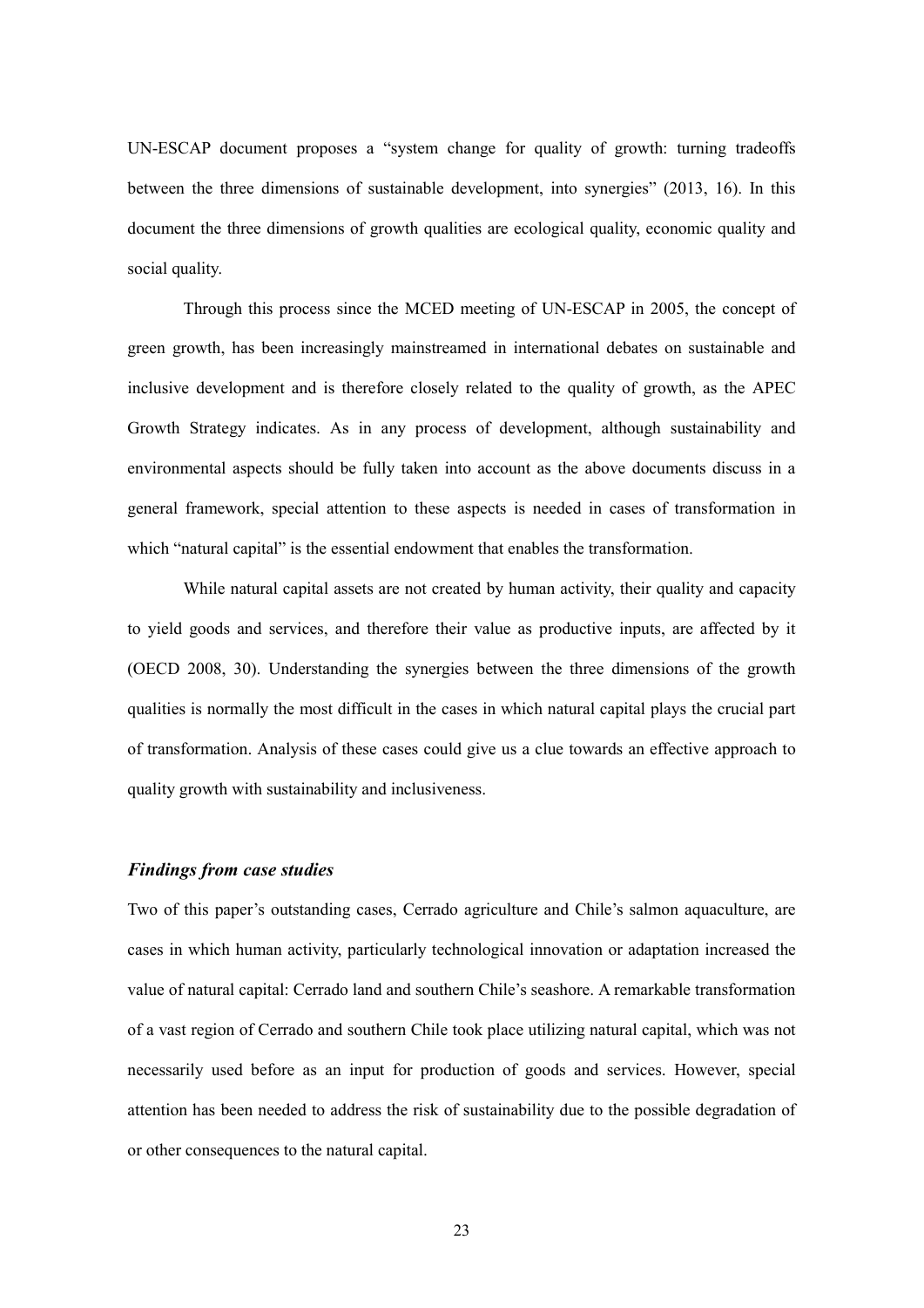UN-ESCAP document proposes a "system change for quality of growth: turning tradeoffs between the three dimensions of sustainable development, into synergies" (2013, 16). In this document the three dimensions of growth qualities are ecological quality, economic quality and social quality.

Through this process since the MCED meeting of UN-ESCAP in 2005, the concept of green growth, has been increasingly mainstreamed in international debates on sustainable and inclusive development and is therefore closely related to the quality of growth, as the APEC Growth Strategy indicates. As in any process of development, although sustainability and environmental aspects should be fully taken into account as the above documents discuss in a general framework, special attention to these aspects is needed in cases of transformation in which "natural capital" is the essential endowment that enables the transformation.

While natural capital assets are not created by human activity, their quality and capacity to yield goods and services, and therefore their value as productive inputs, are affected by it (OECD 2008, 30). Understanding the synergies between the three dimensions of the growth qualities is normally the most difficult in the cases in which natural capital plays the crucial part of transformation. Analysis of these cases could give us a clue towards an effective approach to quality growth with sustainability and inclusiveness.

### *Findings from case studies*

Two of this paper's outstanding cases, Cerrado agriculture and Chile's salmon aquaculture, are cases in which human activity, particularly technological innovation or adaptation increased the value of natural capital: Cerrado land and southern Chile's seashore. A remarkable transformation of a vast region of Cerrado and southern Chile took place utilizing natural capital, which was not necessarily used before as an input for production of goods and services. However, special attention has been needed to address the risk of sustainability due to the possible degradation of or other consequences to the natural capital.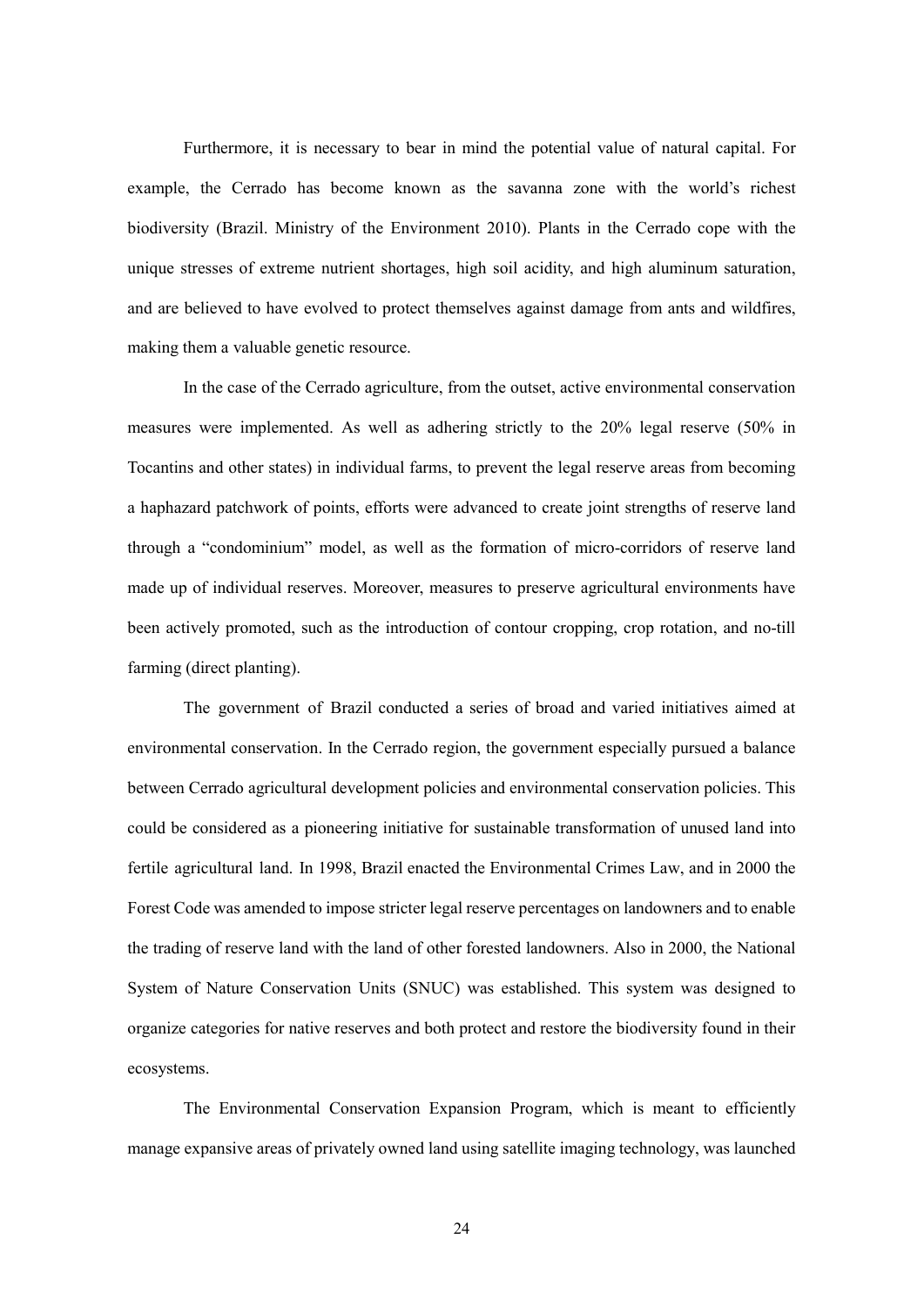Furthermore, it is necessary to bear in mind the potential value of natural capital. For example, the Cerrado has become known as the savanna zone with the world's richest biodiversity (Brazil. Ministry of the Environment 2010). Plants in the Cerrado cope with the unique stresses of extreme nutrient shortages, high soil acidity, and high aluminum saturation, and are believed to have evolved to protect themselves against damage from ants and wildfires, making them a valuable genetic resource.

In the case of the Cerrado agriculture, from the outset, active environmental conservation measures were implemented. As well as adhering strictly to the 20% legal reserve (50% in Tocantins and other states) in individual farms, to prevent the legal reserve areas from becoming a haphazard patchwork of points, efforts were advanced to create joint strengths of reserve land through a "condominium" model, as well as the formation of micro-corridors of reserve land made up of individual reserves. Moreover, measures to preserve agricultural environments have been actively promoted, such as the introduction of contour cropping, crop rotation, and no-till farming (direct planting).

The government of Brazil conducted a series of broad and varied initiatives aimed at environmental conservation. In the Cerrado region, the government especially pursued a balance between Cerrado agricultural development policies and environmental conservation policies. This could be considered as a pioneering initiative for sustainable transformation of unused land into fertile agricultural land. In 1998, Brazil enacted the Environmental Crimes Law, and in 2000 the Forest Code was amended to impose stricter legal reserve percentages on landowners and to enable the trading of reserve land with the land of other forested landowners. Also in 2000, the National System of Nature Conservation Units (SNUC) was established. This system was designed to organize categories for native reserves and both protect and restore the biodiversity found in their ecosystems.

The Environmental Conservation Expansion Program, which is meant to efficiently manage expansive areas of privately owned land using satellite imaging technology, was launched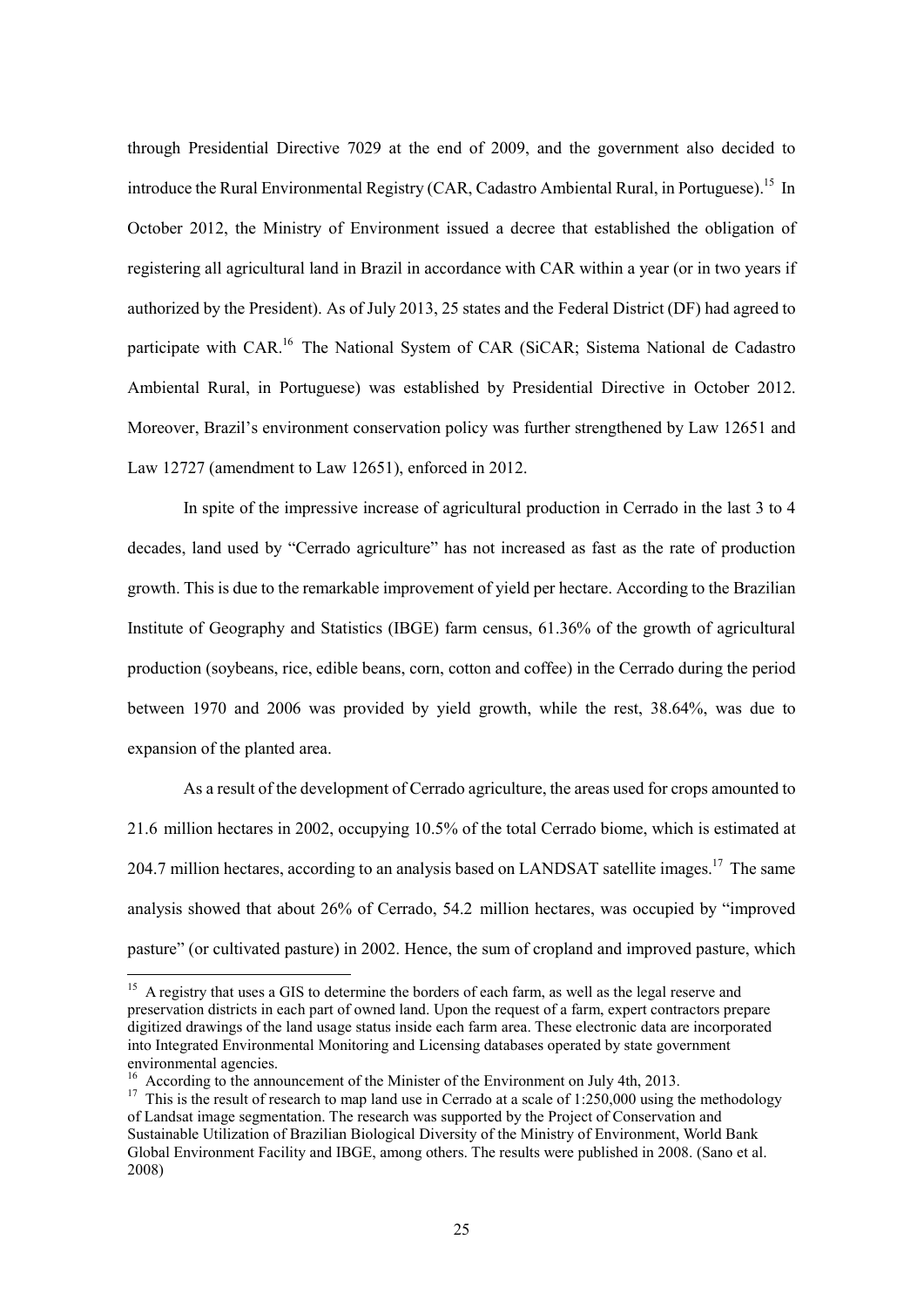through Presidential Directive 7029 at the end of 2009, and the government also decided to introduce the Rural Environmental Registry (CAR, Cadastro Ambiental Rural, in Portuguese).[15] In October 2012, the Ministry of Environment issued a decree that established the obligation of registering all agricultural land in Brazil in accordance with CAR within a year (or in two years if authorized by the President). As of July 2013, 25 states and the Federal District (DF) had agreed to participate with CAR.[16] The National System of CAR (SiCAR; Sistema National de Cadastro Ambiental Rural, in Portuguese) was established by Presidential Directive in October 2012. Moreover, Brazil's environment conservation policy was further strengthened by Law 12651 and Law 12727 (amendment to Law 12651), enforced in 2012.

In spite of the impressive increase of agricultural production in Cerrado in the last 3 to 4 decades, land used by "Cerrado agriculture" has not increased as fast as the rate of production growth. This is due to the remarkable improvement of yield per hectare. According to the Brazilian Institute of Geography and Statistics (IBGE) farm census, 61.36% of the growth of agricultural production (soybeans, rice, edible beans, corn, cotton and coffee) in the Cerrado during the period between 1970 and 2006 was provided by yield growth, while the rest, 38.64%, was due to expansion of the planted area.

As a result of the development of Cerrado agriculture, the areas used for crops amounted to 21.6 million hectares in 2002, occupying 10.5% of the total Cerrado biome, which is estimated at 204.7 million hectares, according to an analysis based on LANDSAT satellite images.[17] The same analysis showed that about 26% of Cerrado, 54.2 million hectares, was occupied by "improved pasture" (or cultivated pasture) in 2002. Hence, the sum of cropland and improved pasture, which

---

[15] A registry that uses a GIS to determine the borders of each farm, as well as the legal reserve and preservation districts in each part of owned land. Upon the request of a farm, expert contractors prepare digitized drawings of the land usage status inside each farm area. These electronic data are incorporated into Integrated Environmental Monitoring and Licensing databases operated by state government environmental agencies.

[16] According to the announcement of the Minister of the Environment on July 4th, 2013.

[17] This is the result of research to map land use in Cerrado at a scale of 1:250,000 using the methodology of Landsat image segmentation. The research was supported by the Project of Conservation and Sustainable Utilization of Brazilian Biological Diversity of the Ministry of Environment, World Bank Global Environment Facility and IBGE, among others. The results were published in 2008. (Sano et al. 2008)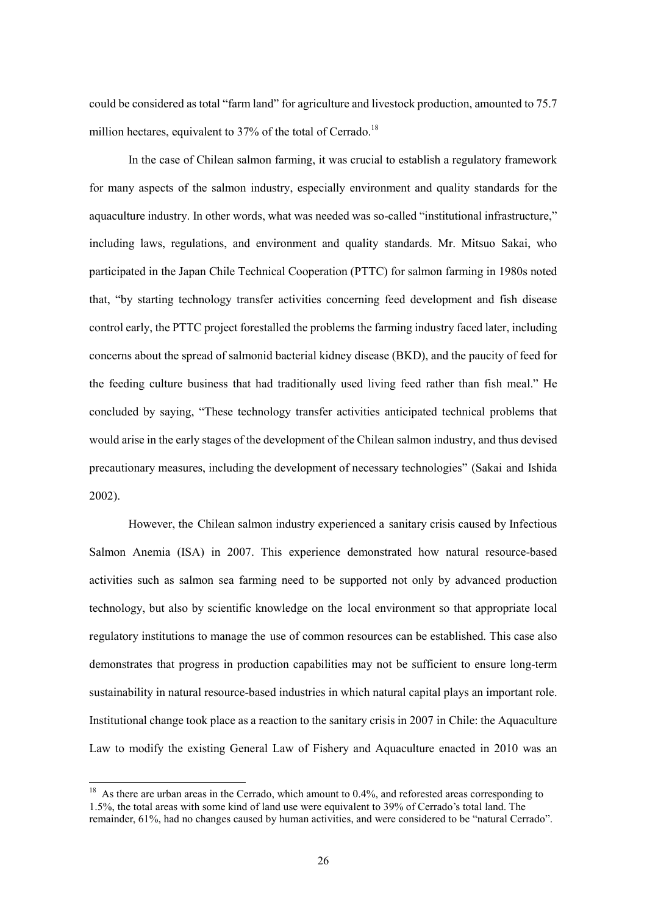could be considered as total "farm land" for agriculture and livestock production, amounted to 75.7 million hectares, equivalent to 37% of the total of Cerrado.[18]

In the case of Chilean salmon farming, it was crucial to establish a regulatory framework for many aspects of the salmon industry, especially environment and quality standards for the aquaculture industry. In other words, what was needed was so-called "institutional infrastructure," including laws, regulations, and environment and quality standards. Mr. Mitsuo Sakai, who participated in the Japan Chile Technical Cooperation (PTTC) for salmon farming in 1980s noted that, "by starting technology transfer activities concerning feed development and fish disease control early, the PTTC project forestalled the problems the farming industry faced later, including concerns about the spread of salmonid bacterial kidney disease (BKD), and the paucity of feed for the feeding culture business that had traditionally used living feed rather than fish meal." He concluded by saying, "These technology transfer activities anticipated technical problems that would arise in the early stages of the development of the Chilean salmon industry, and thus devised precautionary measures, including the development of necessary technologies" (Sakai and Ishida 2002).

However, the Chilean salmon industry experienced a sanitary crisis caused by Infectious Salmon Anemia (ISA) in 2007. This experience demonstrated how natural resource-based activities such as salmon sea farming need to be supported not only by advanced production technology, but also by scientific knowledge on the local environment so that appropriate local regulatory institutions to manage the use of common resources can be established. This case also demonstrates that progress in production capabilities may not be sufficient to ensure long-term sustainability in natural resource-based industries in which natural capital plays an important role. Institutional change took place as a reaction to the sanitary crisis in 2007 in Chile: the Aquaculture Law to modify the existing General Law of Fishery and Aquaculture enacted in 2010 was an

[18] As there are urban areas in the Cerrado, which amount to 0.4%, and reforested areas corresponding to 1.5%, the total areas with some kind of land use were equivalent to 39% of Cerrado's total land. The remainder, 61%, had no changes caused by human activities, and were considered to be "natural Cerrado".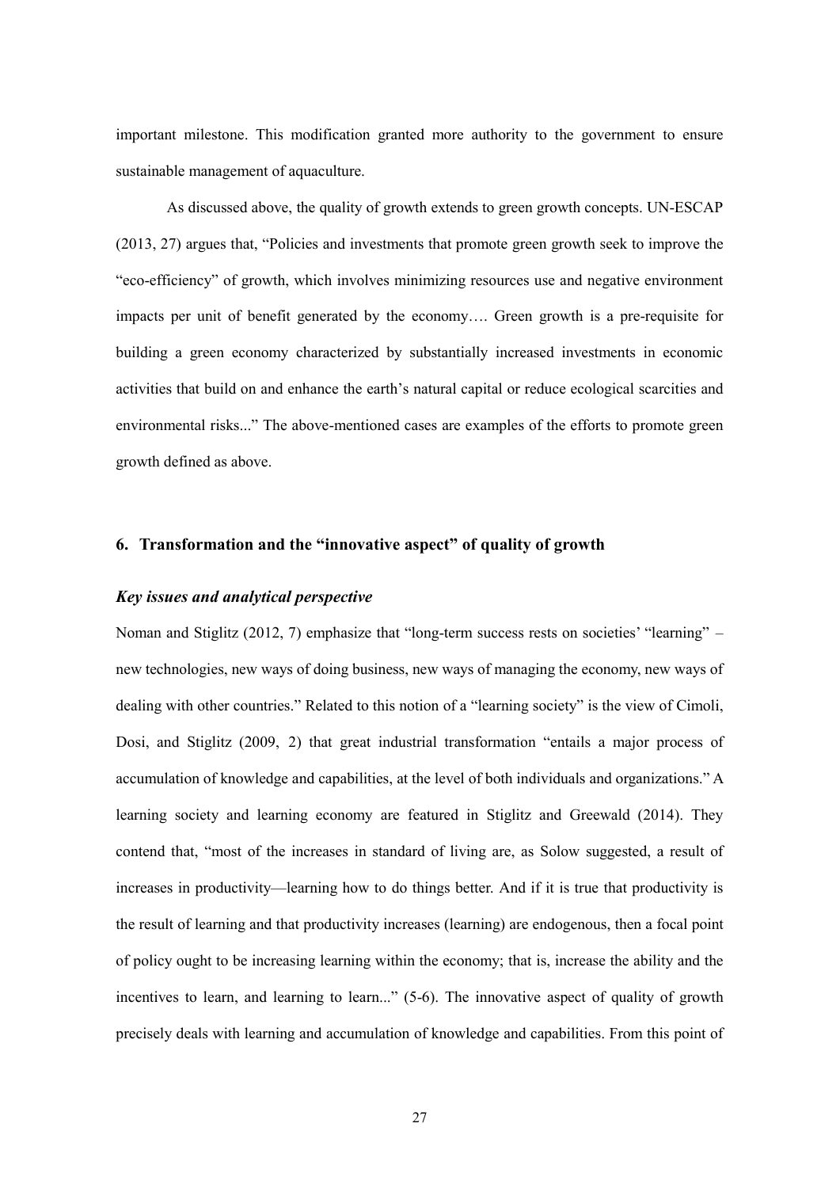important milestone. This modification granted more authority to the government to ensure sustainable management of aquaculture.

As discussed above, the quality of growth extends to green growth concepts. UN-ESCAP (2013, 27) argues that, "Policies and investments that promote green growth seek to improve the "eco-efficiency" of growth, which involves minimizing resources use and negative environment impacts per unit of benefit generated by the economy…. Green growth is a pre-requisite for building a green economy characterized by substantially increased investments in economic activities that build on and enhance the earth's natural capital or reduce ecological scarcities and environmental risks..." The above-mentioned cases are examples of the efforts to promote green growth defined as above.

## 6. Transformation and the "innovative aspect" of quality of growth

### *Key issues and analytical perspective*

Noman and Stiglitz (2012, 7) emphasize that "long-term success rests on societies' "learning" – new technologies, new ways of doing business, new ways of managing the economy, new ways of dealing with other countries." Related to this notion of a "learning society" is the view of Cimoli, Dosi, and Stiglitz (2009, 2) that great industrial transformation "entails a major process of accumulation of knowledge and capabilities, at the level of both individuals and organizations." A learning society and learning economy are featured in Stiglitz and Greewald (2014). They contend that, "most of the increases in standard of living are, as Solow suggested, a result of increases in productivity—learning how to do things better. And if it is true that productivity is the result of learning and that productivity increases (learning) are endogenous, then a focal point of policy ought to be increasing learning within the economy; that is, increase the ability and the incentives to learn, and learning to learn..." (5-6). The innovative aspect of quality of growth precisely deals with learning and accumulation of knowledge and capabilities. From this point of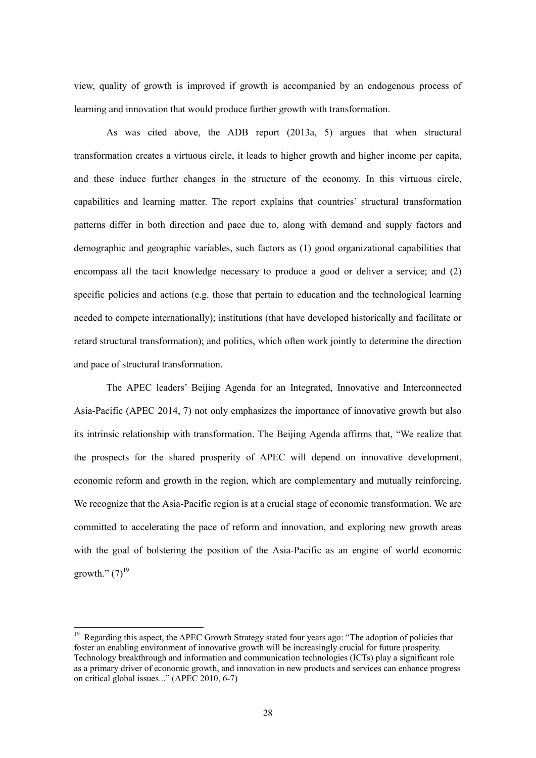view, quality of growth is improved if growth is accompanied by an endogenous process of learning and innovation that would produce further growth with transformation.

As was cited above, the ADB report (2013a, 5) argues that when structural transformation creates a virtuous circle, it leads to higher growth and higher income per capita, and these induce further changes in the structure of the economy. In this virtuous circle, capabilities and learning matter. The report explains that countries' structural transformation patterns differ in both direction and pace due to, along with demand and supply factors and demographic and geographic variables, such factors as (1) good organizational capabilities that encompass all the tacit knowledge necessary to produce a good or deliver a service; and (2) specific policies and actions (e.g. those that pertain to education and the technological learning needed to compete internationally); institutions (that have developed historically and facilitate or retard structural transformation); and politics, which often work jointly to determine the direction and pace of structural transformation.

The APEC leaders' Beijing Agenda for an Integrated, Innovative and Interconnected Asia-Pacific (APEC 2014, 7) not only emphasizes the importance of innovative growth but also its intrinsic relationship with transformation. The Beijing Agenda affirms that, "We realize that the prospects for the shared prosperity of APEC will depend on innovative development, economic reform and growth in the region, which are complementary and mutually reinforcing. We recognize that the Asia-Pacific region is at a crucial stage of economic transformation. We are committed to accelerating the pace of reform and innovation, and exploring new growth areas with the goal of bolstering the position of the Asia-Pacific as an engine of world economic growth." (7)[19]

---

[19] Regarding this aspect, the APEC Growth Strategy stated four years ago: "The adoption of policies that foster an enabling environment of innovative growth will be increasingly crucial for future prosperity. Technology breakthrough and information and communication technologies (ICTs) play a significant role as a primary driver of economic growth, and innovation in new products and services can enhance progress on critical global issues..." (APEC 2010, 6-7)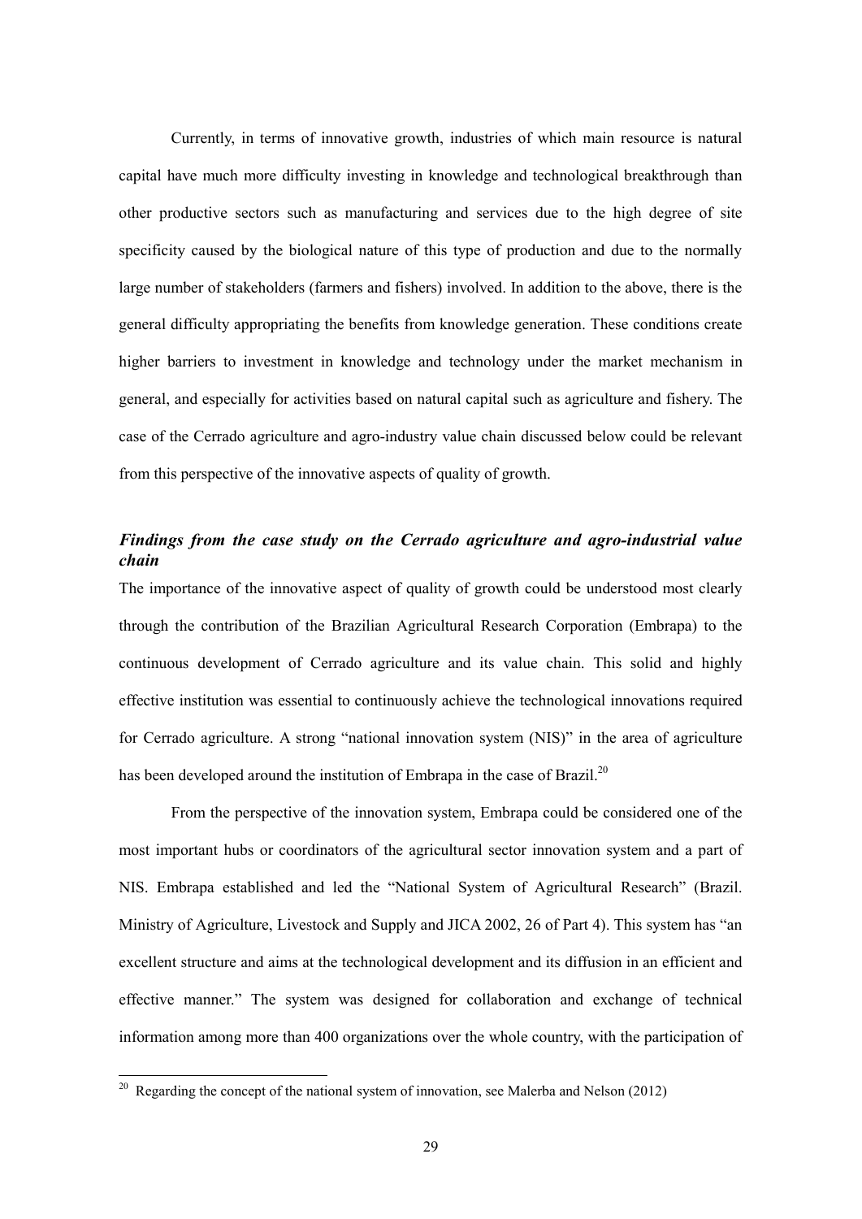Currently, in terms of innovative growth, industries of which main resource is natural capital have much more difficulty investing in knowledge and technological breakthrough than other productive sectors such as manufacturing and services due to the high degree of site specificity caused by the biological nature of this type of production and due to the normally large number of stakeholders (farmers and fishers) involved. In addition to the above, there is the general difficulty appropriating the benefits from knowledge generation. These conditions create higher barriers to investment in knowledge and technology under the market mechanism in general, and especially for activities based on natural capital such as agriculture and fishery. The case of the Cerrado agriculture and agro-industry value chain discussed below could be relevant from this perspective of the innovative aspects of quality of growth.

### *Findings from the case study on the Cerrado agriculture and agro-industrial value chain*

The importance of the innovative aspect of quality of growth could be understood most clearly through the contribution of the Brazilian Agricultural Research Corporation (Embrapa) to the continuous development of Cerrado agriculture and its value chain. This solid and highly effective institution was essential to continuously achieve the technological innovations required for Cerrado agriculture. A strong "national innovation system (NIS)" in the area of agriculture has been developed around the institution of Embrapa in the case of Brazil.[20]

From the perspective of the innovation system, Embrapa could be considered one of the most important hubs or coordinators of the agricultural sector innovation system and a part of NIS. Embrapa established and led the "National System of Agricultural Research" (Brazil. Ministry of Agriculture, Livestock and Supply and JICA 2002, 26 of Part 4). This system has "an excellent structure and aims at the technological development and its diffusion in an efficient and effective manner." The system was designed for collaboration and exchange of technical information among more than 400 organizations over the whole country, with the participation of

[20] Regarding the concept of the national system of innovation, see Malerba and Nelson (2012)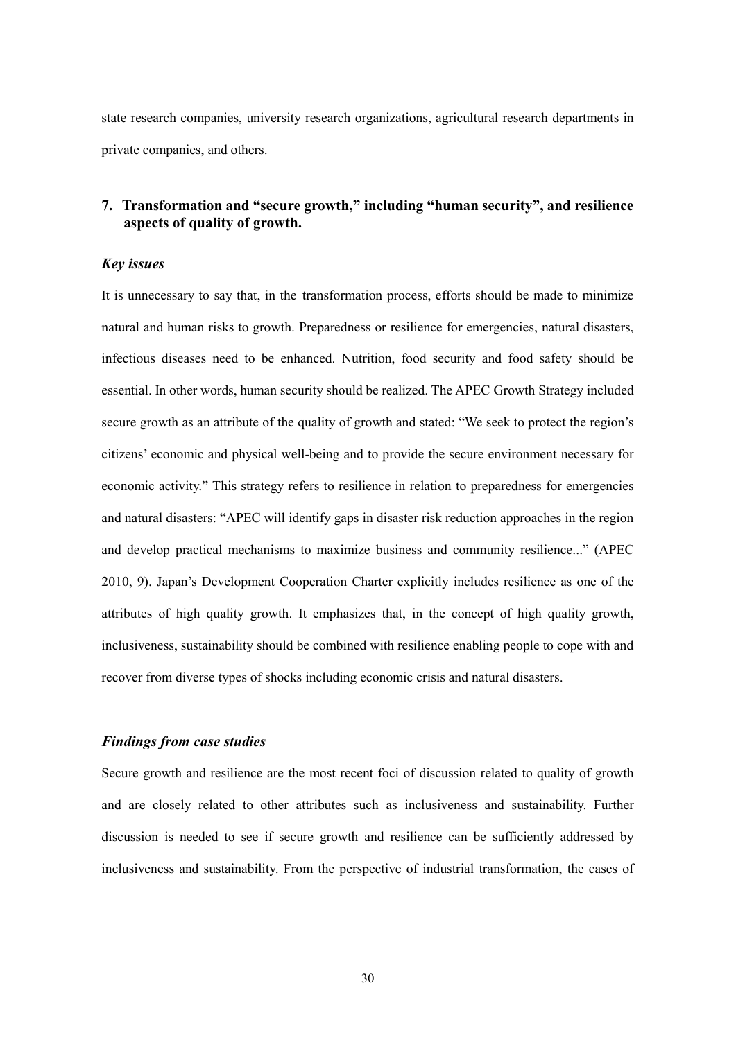state research companies, university research organizations, agricultural research departments in private companies, and others.

## 7. Transformation and "secure growth," including "human security", and resilience aspects of quality of growth.

### *Key issues*

It is unnecessary to say that, in the transformation process, efforts should be made to minimize natural and human risks to growth. Preparedness or resilience for emergencies, natural disasters, infectious diseases need to be enhanced. Nutrition, food security and food safety should be essential. In other words, human security should be realized. The APEC Growth Strategy included secure growth as an attribute of the quality of growth and stated: "We seek to protect the region's citizens' economic and physical well-being and to provide the secure environment necessary for economic activity." This strategy refers to resilience in relation to preparedness for emergencies and natural disasters: "APEC will identify gaps in disaster risk reduction approaches in the region and develop practical mechanisms to maximize business and community resilience..." (APEC 2010, 9). Japan's Development Cooperation Charter explicitly includes resilience as one of the attributes of high quality growth. It emphasizes that, in the concept of high quality growth, inclusiveness, sustainability should be combined with resilience enabling people to cope with and recover from diverse types of shocks including economic crisis and natural disasters.

### *Findings from case studies*

Secure growth and resilience are the most recent foci of discussion related to quality of growth and are closely related to other attributes such as inclusiveness and sustainability. Further discussion is needed to see if secure growth and resilience can be sufficiently addressed by inclusiveness and sustainability. From the perspective of industrial transformation, the cases of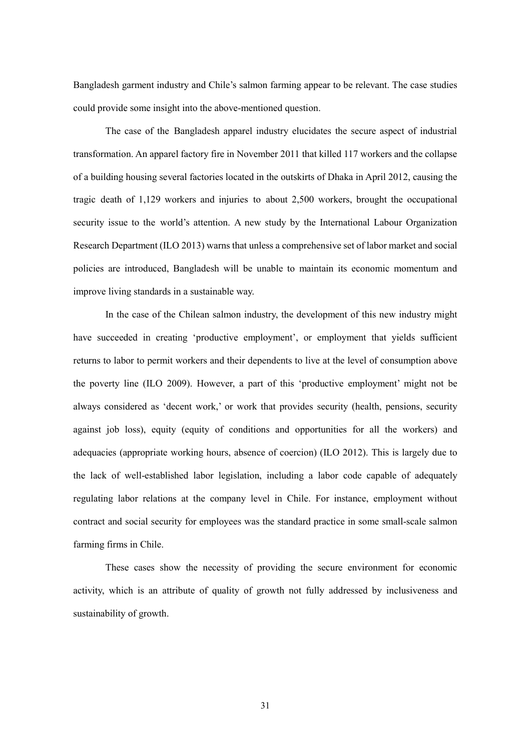Bangladesh garment industry and Chile's salmon farming appear to be relevant. The case studies could provide some insight into the above-mentioned question.

The case of the Bangladesh apparel industry elucidates the secure aspect of industrial transformation. An apparel factory fire in November 2011 that killed 117 workers and the collapse of a building housing several factories located in the outskirts of Dhaka in April 2012, causing the tragic death of 1,129 workers and injuries to about 2,500 workers, brought the occupational security issue to the world's attention. A new study by the International Labour Organization Research Department (ILO 2013) warns that unless a comprehensive set of labor market and social policies are introduced, Bangladesh will be unable to maintain its economic momentum and improve living standards in a sustainable way.

In the case of the Chilean salmon industry, the development of this new industry might have succeeded in creating 'productive employment', or employment that yields sufficient returns to labor to permit workers and their dependents to live at the level of consumption above the poverty line (ILO 2009). However, a part of this 'productive employment' might not be always considered as 'decent work,' or work that provides security (health, pensions, security against job loss), equity (equity of conditions and opportunities for all the workers) and adequacies (appropriate working hours, absence of coercion) (ILO 2012). This is largely due to the lack of well-established labor legislation, including a labor code capable of adequately regulating labor relations at the company level in Chile. For instance, employment without contract and social security for employees was the standard practice in some small-scale salmon farming firms in Chile.

These cases show the necessity of providing the secure environment for economic activity, which is an attribute of quality of growth not fully addressed by inclusiveness and sustainability of growth.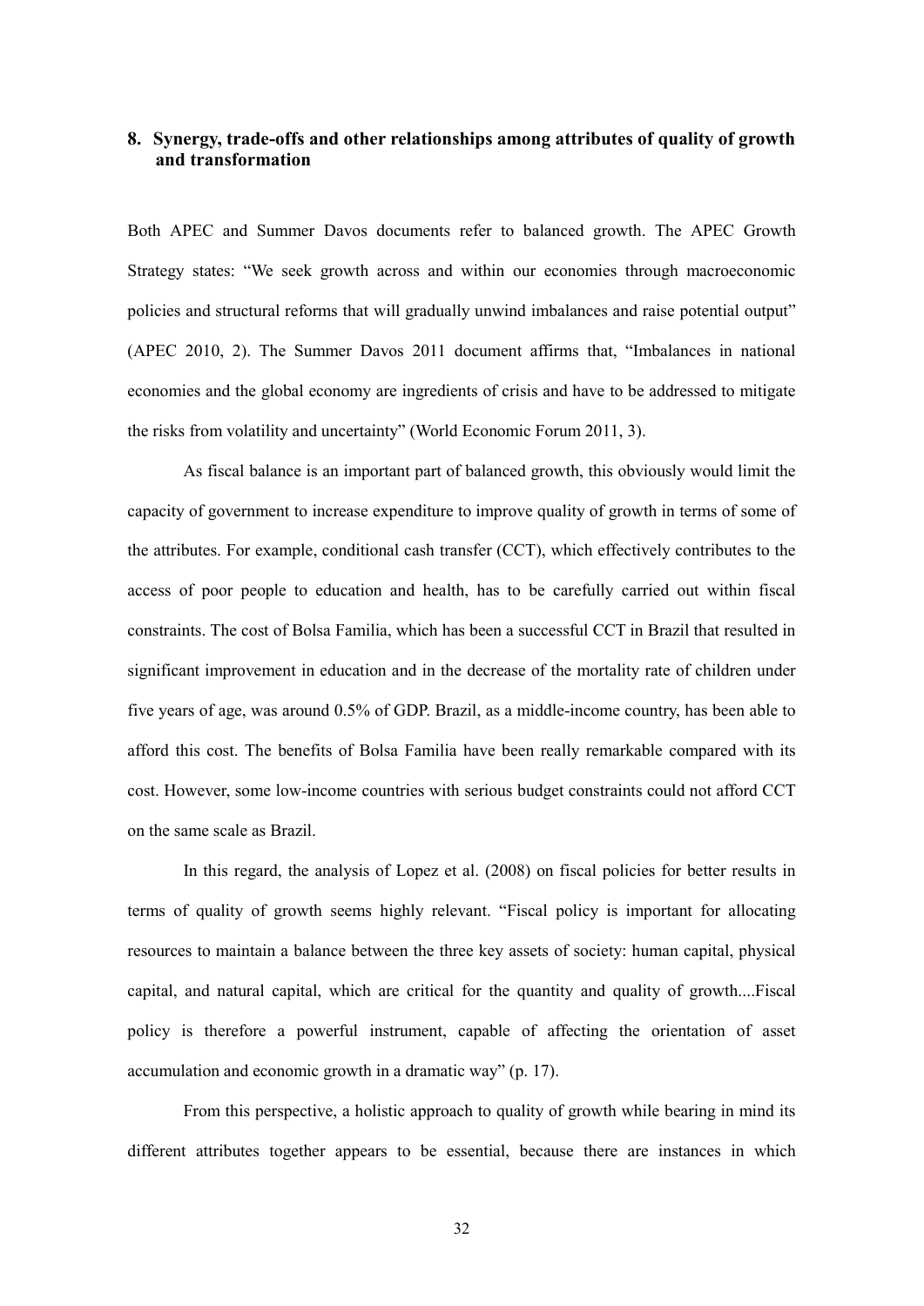## 8. Synergy, trade-offs and other relationships among attributes of quality of growth and transformation

Both APEC and Summer Davos documents refer to balanced growth. The APEC Growth Strategy states: "We seek growth across and within our economies through macroeconomic policies and structural reforms that will gradually unwind imbalances and raise potential output" (APEC 2010, 2). The Summer Davos 2011 document affirms that, "Imbalances in national economies and the global economy are ingredients of crisis and have to be addressed to mitigate the risks from volatility and uncertainty" (World Economic Forum 2011, 3).

As fiscal balance is an important part of balanced growth, this obviously would limit the capacity of government to increase expenditure to improve quality of growth in terms of some of the attributes. For example, conditional cash transfer (CCT), which effectively contributes to the access of poor people to education and health, has to be carefully carried out within fiscal constraints. The cost of Bolsa Familia, which has been a successful CCT in Brazil that resulted in significant improvement in education and in the decrease of the mortality rate of children under five years of age, was around 0.5% of GDP. Brazil, as a middle-income country, has been able to afford this cost. The benefits of Bolsa Familia have been really remarkable compared with its cost. However, some low-income countries with serious budget constraints could not afford CCT on the same scale as Brazil.

In this regard, the analysis of Lopez et al. (2008) on fiscal policies for better results in terms of quality of growth seems highly relevant. "Fiscal policy is important for allocating resources to maintain a balance between the three key assets of society: human capital, physical capital, and natural capital, which are critical for the quantity and quality of growth....Fiscal policy is therefore a powerful instrument, capable of affecting the orientation of asset accumulation and economic growth in a dramatic way" (p. 17).

From this perspective, a holistic approach to quality of growth while bearing in mind its different attributes together appears to be essential, because there are instances in which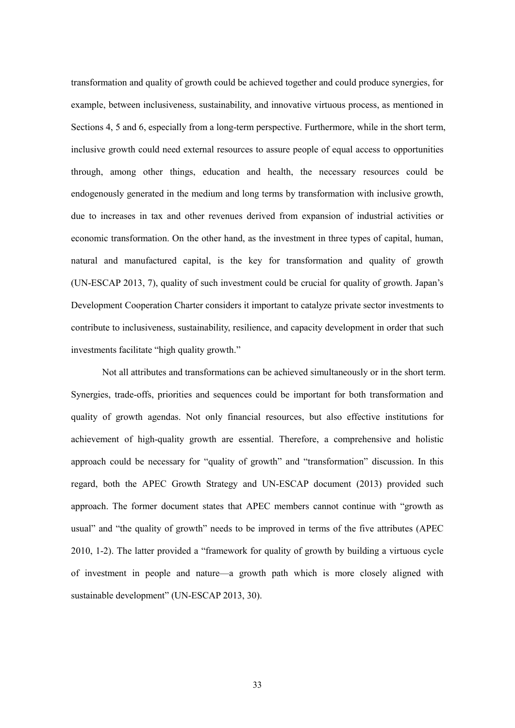transformation and quality of growth could be achieved together and could produce synergies, for example, between inclusiveness, sustainability, and innovative virtuous process, as mentioned in Sections 4, 5 and 6, especially from a long-term perspective. Furthermore, while in the short term, inclusive growth could need external resources to assure people of equal access to opportunities through, among other things, education and health, the necessary resources could be endogenously generated in the medium and long terms by transformation with inclusive growth, due to increases in tax and other revenues derived from expansion of industrial activities or economic transformation. On the other hand, as the investment in three types of capital, human, natural and manufactured capital, is the key for transformation and quality of growth (UN-ESCAP 2013, 7), quality of such investment could be crucial for quality of growth. Japan's Development Cooperation Charter considers it important to catalyze private sector investments to contribute to inclusiveness, sustainability, resilience, and capacity development in order that such investments facilitate "high quality growth."

Not all attributes and transformations can be achieved simultaneously or in the short term. Synergies, trade-offs, priorities and sequences could be important for both transformation and quality of growth agendas. Not only financial resources, but also effective institutions for achievement of high-quality growth are essential. Therefore, a comprehensive and holistic approach could be necessary for "quality of growth" and "transformation" discussion. In this regard, both the APEC Growth Strategy and UN-ESCAP document (2013) provided such approach. The former document states that APEC members cannot continue with "growth as usual" and "the quality of growth" needs to be improved in terms of the five attributes (APEC 2010, 1-2). The latter provided a "framework for quality of growth by building a virtuous cycle of investment in people and nature—a growth path which is more closely aligned with sustainable development" (UN-ESCAP 2013, 30).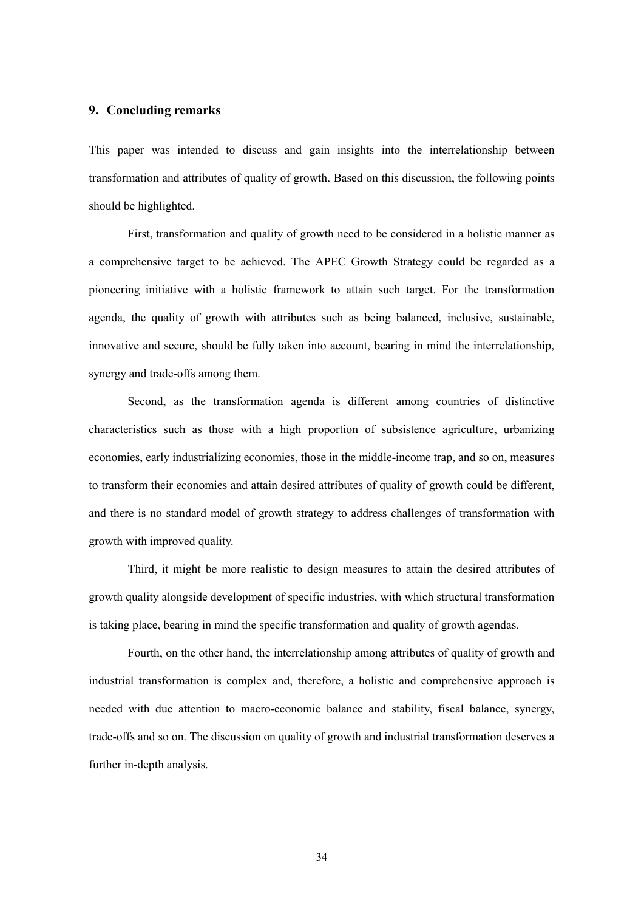## 9. Concluding remarks

This paper was intended to discuss and gain insights into the interrelationship between transformation and attributes of quality of growth. Based on this discussion, the following points should be highlighted.

First, transformation and quality of growth need to be considered in a holistic manner as a comprehensive target to be achieved. The APEC Growth Strategy could be regarded as a pioneering initiative with a holistic framework to attain such target. For the transformation agenda, the quality of growth with attributes such as being balanced, inclusive, sustainable, innovative and secure, should be fully taken into account, bearing in mind the interrelationship, synergy and trade-offs among them.

Second, as the transformation agenda is different among countries of distinctive characteristics such as those with a high proportion of subsistence agriculture, urbanizing economies, early industrializing economies, those in the middle-income trap, and so on, measures to transform their economies and attain desired attributes of quality of growth could be different, and there is no standard model of growth strategy to address challenges of transformation with growth with improved quality.

Third, it might be more realistic to design measures to attain the desired attributes of growth quality alongside development of specific industries, with which structural transformation is taking place, bearing in mind the specific transformation and quality of growth agendas.

Fourth, on the other hand, the interrelationship among attributes of quality of growth and industrial transformation is complex and, therefore, a holistic and comprehensive approach is needed with due attention to macro-economic balance and stability, fiscal balance, synergy, trade-offs and so on. The discussion on quality of growth and industrial transformation deserves a further in-depth analysis.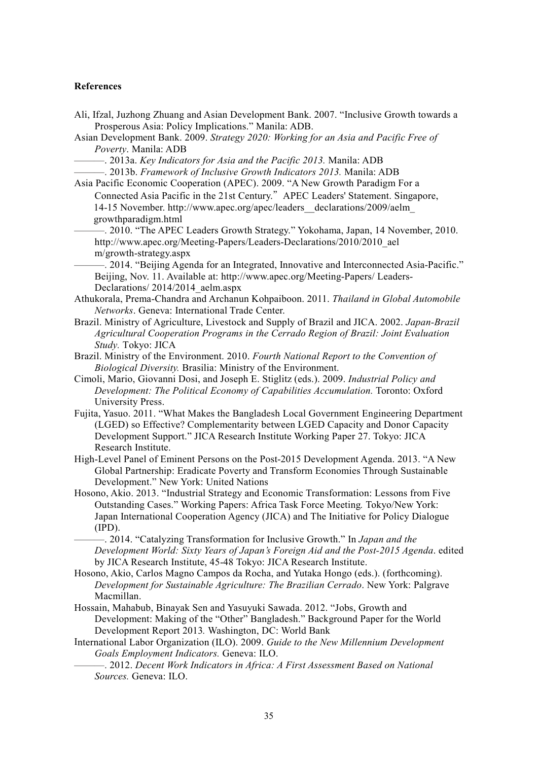**References**

Ali, Ifzal, Juzhong Zhuang and Asian Development Bank. 2007. "Inclusive Growth towards a Prosperous Asia: Policy Implications." Manila: ADB.

Asian Development Bank. 2009. *Strategy 2020: Working for an Asia and Pacific Free of Poverty*. Manila: ADB

———. 2013a. *Key Indicators for Asia and the Pacific 2013.* Manila: ADB

———. 2013b. *Framework of Inclusive Growth Indicators 2013.* Manila: ADB

Asia Pacific Economic Cooperation (APEC). 2009. "A New Growth Paradigm For a Connected Asia Pacific in the 21st Century." APEC Leaders' Statement. Singapore, 14-15 November. http://www.apec.org/apec/leaders__declarations/2009/aelm_growthparadigm.html

———. 2010. "The APEC Leaders Growth Strategy." Yokohama, Japan, 14 November, 2010. http://www.apec.org/Meeting-Papers/Leaders-Declarations/2010/2010_aelm/growth-strategy.aspx

———. 2014. "Beijing Agenda for an Integrated, Innovative and Interconnected Asia-Pacific." Beijing, Nov. 11. Available at: http://www.apec.org/Meeting-Papers/ Leaders-Declarations/ 2014/2014_aelm.aspx

Athukorala, Prema-Chandra and Archanun Kohpaiboon. 2011. *Thailand in Global Automobile Networks*. Geneva: International Trade Center.

Brazil. Ministry of Agriculture, Livestock and Supply of Brazil and JICA. 2002. *Japan-Brazil Agricultural Cooperation Programs in the Cerrado Region of Brazil: Joint Evaluation Study.* Tokyo: JICA

Brazil. Ministry of the Environment. 2010. *Fourth National Report to the Convention of Biological Diversity.* Brasilia: Ministry of the Environment.

Cimoli, Mario, Giovanni Dosi, and Joseph E. Stiglitz (eds.). 2009. *Industrial Policy and Development: The Political Economy of Capabilities Accumulation.* Toronto: Oxford University Press.

Fujita, Yasuo. 2011. "What Makes the Bangladesh Local Government Engineering Department (LGED) so Effective? Complementarity between LGED Capacity and Donor Capacity Development Support." JICA Research Institute Working Paper 27. Tokyo: JICA Research Institute.

High-Level Panel of Eminent Persons on the Post-2015 Development Agenda. 2013. "A New Global Partnership: Eradicate Poverty and Transform Economies Through Sustainable Development." New York: United Nations

Hosono, Akio. 2013. "Industrial Strategy and Economic Transformation: Lessons from Five Outstanding Cases." Working Papers: Africa Task Force Meeting*.* Tokyo/New York: Japan International Cooperation Agency (JICA) and The Initiative for Policy Dialogue (IPD).

———. 2014. "Catalyzing Transformation for Inclusive Growth." In *Japan and the Development World: Sixty Years of Japan's Foreign Aid and the Post-2015 Agenda*. edited by JICA Research Institute, 45-48 Tokyo: JICA Research Institute.

Hosono, Akio, Carlos Magno Campos da Rocha, and Yutaka Hongo (eds.). (forthcoming). *Development for Sustainable Agriculture: The Brazilian Cerrado*. New York: Palgrave Macmillan.

Hossain, Mahabub, Binayak Sen and Yasuyuki Sawada. 2012. "Jobs, Growth and Development: Making of the "Other" Bangladesh." Background Paper for the World Development Report 2013*.* Washington, DC: World Bank

International Labor Organization (ILO). 2009. *Guide to the New Millennium Development Goals Employment Indicators.* Geneva: ILO.

———. 2012. *Decent Work Indicators in Africa: A First Assessment Based on National Sources.* Geneva: ILO.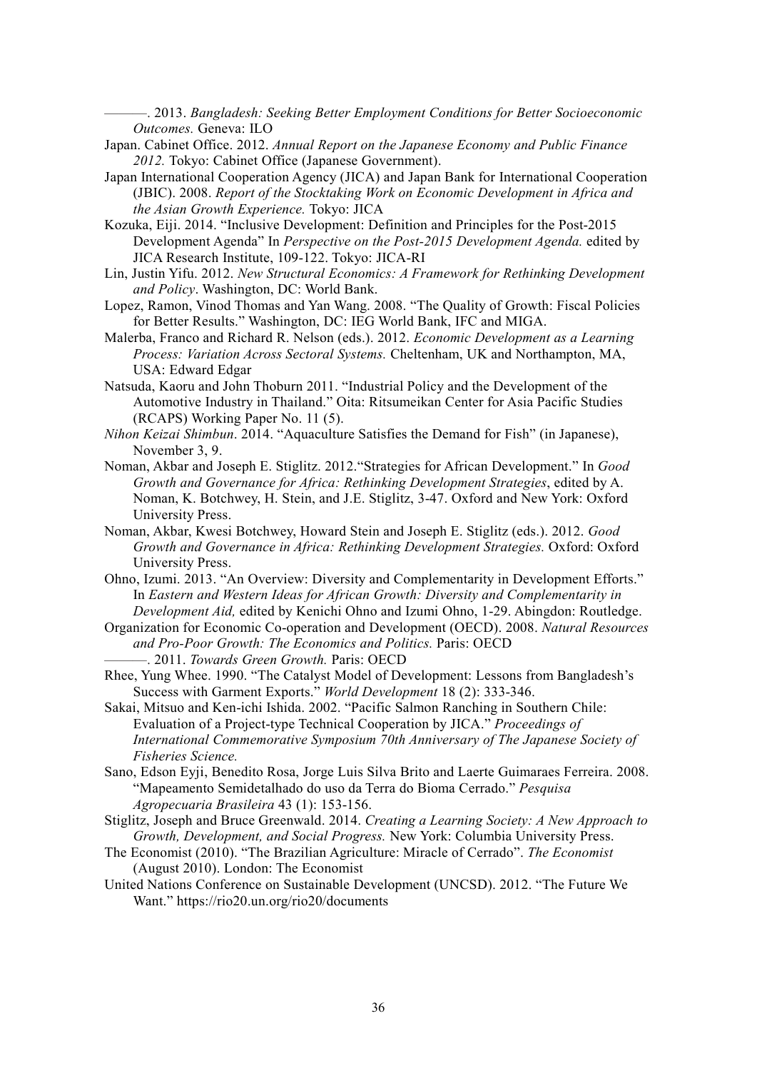———. 2013. *Bangladesh: Seeking Better Employment Conditions for Better Socioeconomic Outcomes.* Geneva: ILO

Japan. Cabinet Office. 2012. *Annual Report on the Japanese Economy and Public Finance 2012.* Tokyo: Cabinet Office (Japanese Government).

Japan International Cooperation Agency (JICA) and Japan Bank for International Cooperation (JBIC). 2008. *Report of the Stocktaking Work on Economic Development in Africa and the Asian Growth Experience.* Tokyo: JICA

Kozuka, Eiji. 2014. "Inclusive Development: Definition and Principles for the Post-2015 Development Agenda" In *Perspective on the Post-2015 Development Agenda.* edited by JICA Research Institute, 109-122. Tokyo: JICA-RI

Lin, Justin Yifu. 2012. *New Structural Economics: A Framework for Rethinking Development and Policy*. Washington, DC: World Bank.

Lopez, Ramon, Vinod Thomas and Yan Wang. 2008. "The Quality of Growth: Fiscal Policies for Better Results." Washington, DC: IEG World Bank, IFC and MIGA.

Malerba, Franco and Richard R. Nelson (eds.). 2012. *Economic Development as a Learning Process: Variation Across Sectoral Systems.* Cheltenham, UK and Northampton, MA, USA: Edward Edgar

Natsuda, Kaoru and John Thoburn 2011. "Industrial Policy and the Development of the Automotive Industry in Thailand." Oita: Ritsumeikan Center for Asia Pacific Studies (RCAPS) Working Paper No. 11 (5).

*Nihon Keizai Shimbun*. 2014. "Aquaculture Satisfies the Demand for Fish" (in Japanese), November 3, 9.

Noman, Akbar and Joseph E. Stiglitz. 2012."Strategies for African Development." In *Good Growth and Governance for Africa: Rethinking Development Strategies*, edited by A. Noman, K. Botchwey, H. Stein, and J.E. Stiglitz, 3-47. Oxford and New York: Oxford University Press.

Noman, Akbar, Kwesi Botchwey, Howard Stein and Joseph E. Stiglitz (eds.). 2012. *Good Growth and Governance in Africa: Rethinking Development Strategies.* Oxford: Oxford University Press.

Ohno, Izumi. 2013. "An Overview: Diversity and Complementarity in Development Efforts." In *Eastern and Western Ideas for African Growth: Diversity and Complementarity in Development Aid,* edited by Kenichi Ohno and Izumi Ohno, 1-29. Abingdon: Routledge.

Organization for Economic Co-operation and Development (OECD). 2008. *Natural Resources and Pro-Poor Growth: The Economics and Politics.* Paris: OECD

———. 2011. *Towards Green Growth.* Paris: OECD

Rhee, Yung Whee. 1990. "The Catalyst Model of Development: Lessons from Bangladesh's Success with Garment Exports." *World Development* 18 (2): 333-346.

Sakai, Mitsuo and Ken-ichi Ishida. 2002. "Pacific Salmon Ranching in Southern Chile: Evaluation of a Project-type Technical Cooperation by JICA." *Proceedings of International Commemorative Symposium 70th Anniversary of The Japanese Society of Fisheries Science.*

Sano, Edson Eyji, Benedito Rosa, Jorge Luis Silva Brito and Laerte Guimaraes Ferreira. 2008. "Mapeamento Semidetalhado do uso da Terra do Bioma Cerrado." *Pesquisa Agropecuaria Brasileira* 43 (1): 153-156.

Stiglitz, Joseph and Bruce Greenwald. 2014. *Creating a Learning Society: A New Approach to Growth, Development, and Social Progress.* New York: Columbia University Press.

The Economist (2010). "The Brazilian Agriculture: Miracle of Cerrado". *The Economist* (August 2010). London: The Economist

United Nations Conference on Sustainable Development (UNCSD). 2012. "The Future We Want." https://rio20.un.org/rio20/documents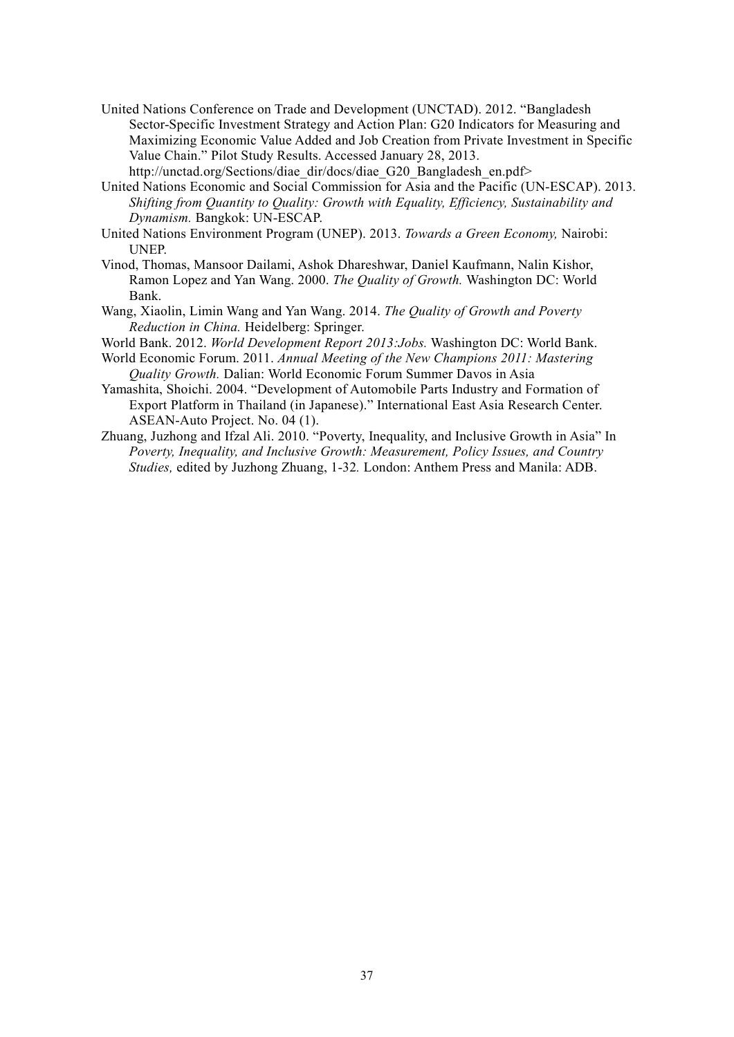United Nations Conference on Trade and Development (UNCTAD). 2012. "Bangladesh Sector-Specific Investment Strategy and Action Plan: G20 Indicators for Measuring and Maximizing Economic Value Added and Job Creation from Private Investment in Specific Value Chain." Pilot Study Results. Accessed January 28, 2013. http://unctad.org/Sections/diae_dir/docs/diae_G20_Bangladesh_en.pdf>

United Nations Economic and Social Commission for Asia and the Pacific (UN-ESCAP). 2013. *Shifting from Quantity to Quality: Growth with Equality, Efficiency, Sustainability and Dynamism.* Bangkok: UN-ESCAP.

United Nations Environment Program (UNEP). 2013. *Towards a Green Economy,* Nairobi: UNEP.

Vinod, Thomas, Mansoor Dailami, Ashok Dhareshwar, Daniel Kaufmann, Nalin Kishor, Ramon Lopez and Yan Wang. 2000. *The Quality of Growth.* Washington DC: World Bank.

Wang, Xiaolin, Limin Wang and Yan Wang. 2014. *The Quality of Growth and Poverty Reduction in China.* Heidelberg: Springer.

World Bank. 2012. *World Development Report 2013:Jobs.* Washington DC: World Bank.

World Economic Forum. 2011. *Annual Meeting of the New Champions 2011: Mastering Quality Growth.* Dalian: World Economic Forum Summer Davos in Asia

Yamashita, Shoichi. 2004. "Development of Automobile Parts Industry and Formation of Export Platform in Thailand (in Japanese)." International East Asia Research Center. ASEAN-Auto Project. No. 04 (1).

Zhuang, Juzhong and Ifzal Ali. 2010. "Poverty, Inequality, and Inclusive Growth in Asia" In *Poverty, Inequality, and Inclusive Growth: Measurement, Policy Issues, and Country Studies,* edited by Juzhong Zhuang, 1-32. London: Anthem Press and Manila: ADB.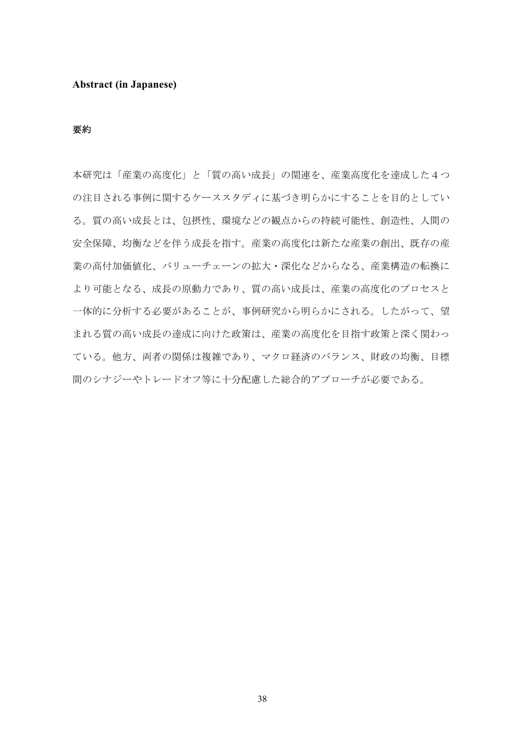**Abstract (in Japanese)**

**要約**

本研究は「産業の高度化」と「質の高い成長」の関連を、産業高度化を達成した４つの注目される事例に関するケーススタディに基づき明らかにすることを目的としている。質の高い成長とは、包摂性、環境などの観点からの持続可能性、創造性、人間の安全保障、均衡などを伴う成長を指す。産業の高度化は新たな産業の創出、既存の産業の高付加価値化、バリューチェーンの拡大・深化などからなる、産業構造の転換により可能となる、成長の原動力であり、質の高い成長は、産業の高度化のプロセスと一体的に分析する必要があることが、事例研究から明らかにされる。したがって、望まれる質の高い成長の達成に向けた政策は、産業の高度化を目指す政策と深く関わっている。他方、両者の関係は複雑であり、マクロ経済のバランス、財政の均衡、目標間のシナジーやトレードオフ等に十分配慮した総合的アプローチが必要である。